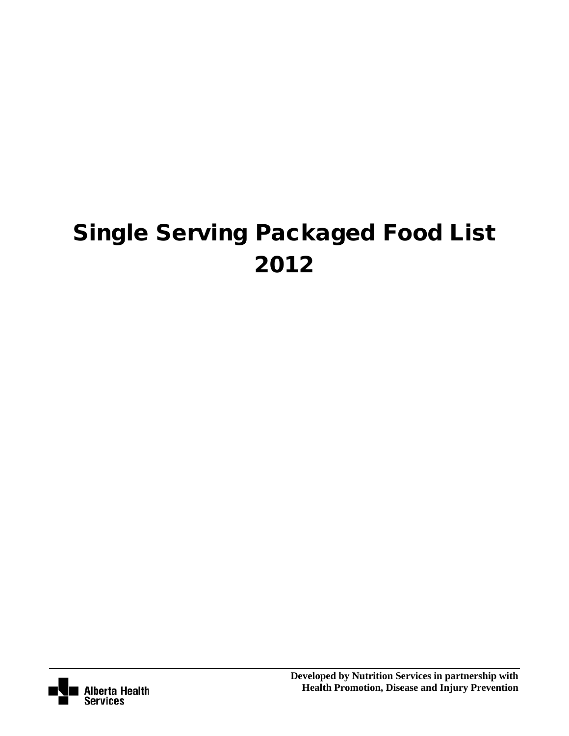# Single Serving Packaged Food List 2012

Alberta Health Services

**Developed by Nutrition Services in partnership with Health Promotion, Disease and Injury Prevention**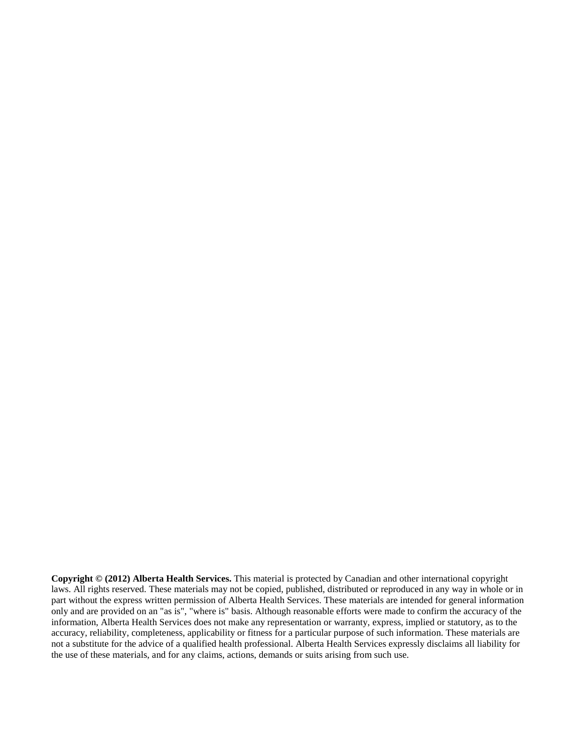**Copyright © (2012) Alberta Health Services.** This material is protected by Canadian and other international copyright laws. All rights reserved. These materials may not be copied, published, distributed or reproduced in any way in whole or in part without the express written permission of Alberta Health Services. These materials are intended for general information only and are provided on an "as is", "where is" basis. Although reasonable efforts were made to confirm the accuracy of the information, Alberta Health Services does not make any representation or warranty, express, implied or statutory, as to the accuracy, reliability, completeness, applicability or fitness for a particular purpose of such information. These materials are not a substitute for the advice of a qualified health professional. Alberta Health Services expressly disclaims all liability for the use of these materials, and for any claims, actions, demands or suits arising from such use.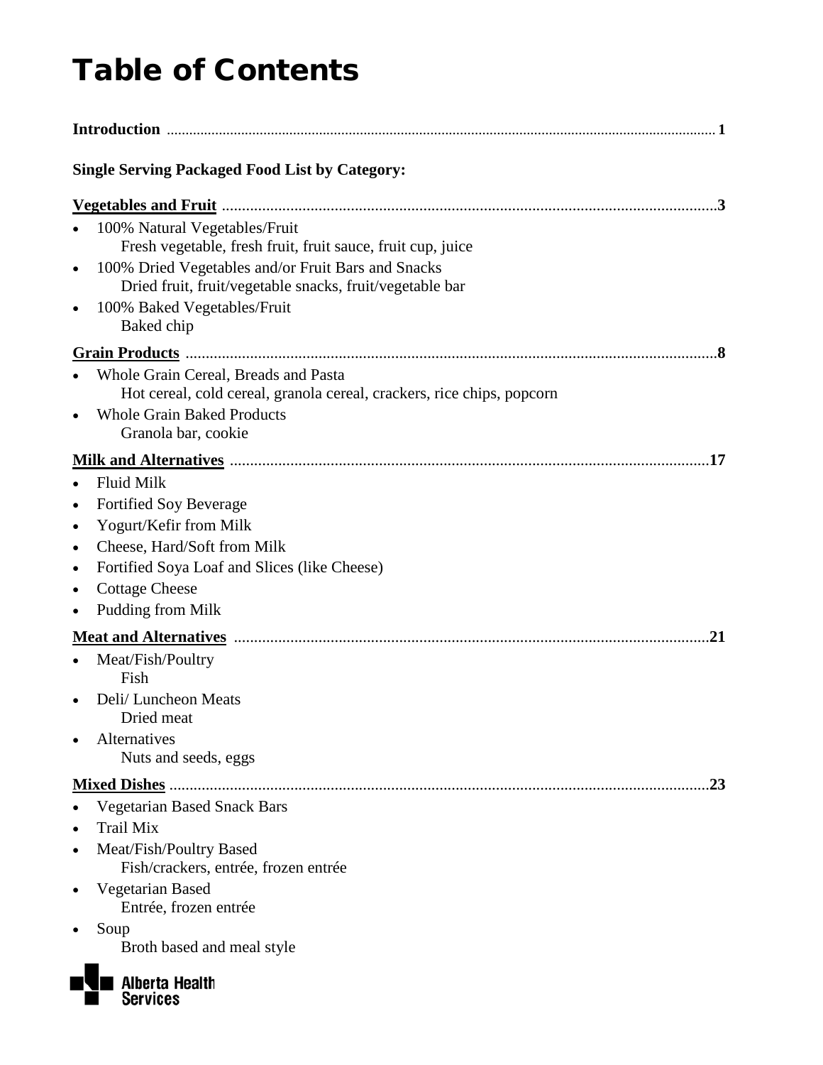# Table of Contents

**Introduction** ........................................................ **1**

**Single Serving Packaged Food List by Category:**

**Vegetables and Fruit** ........................................................ **3**

- 100% Natural Vegetables/Fruit
  - Fresh vegetable, fresh fruit, fruit sauce, fruit cup, juice
- 100% Dried Vegetables and/or Fruit Bars and Snacks
  - Dried fruit, fruit/vegetable snacks, fruit/vegetable bar
- 100% Baked Vegetables/Fruit
  - Baked chip

**Grain Products** ........................................................ **8**

- Whole Grain Cereal, Breads and Pasta
  - Hot cereal, cold cereal, granola cereal, crackers, rice chips, popcorn
- Whole Grain Baked Products
  - Granola bar, cookie

**Milk and Alternatives** ........................................................ **17**

- Fluid Milk
- Fortified Soy Beverage
- Yogurt/Kefir from Milk
- Cheese, Hard/Soft from Milk
- Fortified Soya Loaf and Slices (like Cheese)
- Cottage Cheese
- Pudding from Milk

**Meat and Alternatives** ........................................................ **21**

- Meat/Fish/Poultry
  - Fish
- Deli/ Luncheon Meats
  - Dried meat
- Alternatives
  - Nuts and seeds, eggs

**Mixed Dishes** ........................................................ **23**

- Vegetarian Based Snack Bars
- Trail Mix
- Meat/Fish/Poultry Based
  - Fish/crackers, entrée, frozen entrée
- Vegetarian Based
  - Entrée, frozen entrée
- Soup
  - Broth based and meal style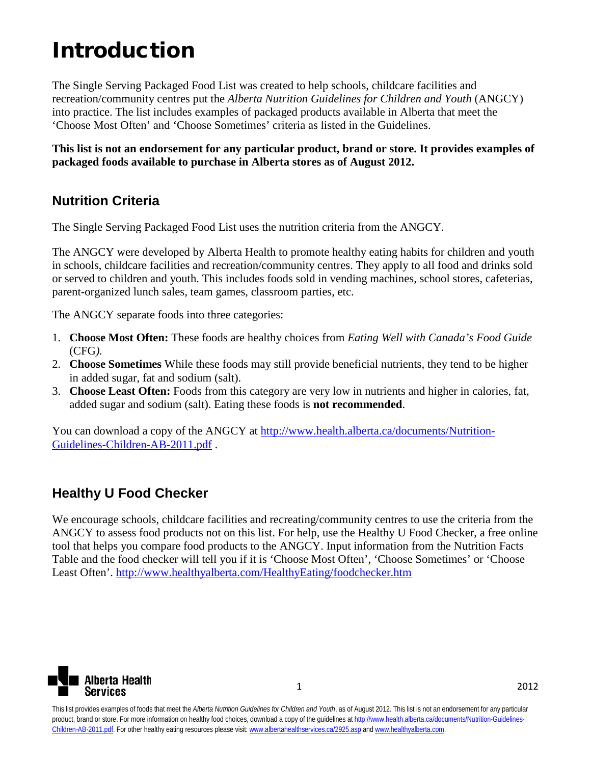# Introduction

The Single Serving Packaged Food List was created to help schools, childcare facilities and recreation/community centres put the *Alberta Nutrition Guidelines for Children and Youth* (ANGCY) into practice. The list includes examples of packaged products available in Alberta that meet the 'Choose Most Often' and 'Choose Sometimes' criteria as listed in the Guidelines.

**This list is not an endorsement for any particular product, brand or store. It provides examples of packaged foods available to purchase in Alberta stores as of August 2012.**

## Nutrition Criteria

The Single Serving Packaged Food List uses the nutrition criteria from the ANGCY.

The ANGCY were developed by Alberta Health to promote healthy eating habits for children and youth in schools, childcare facilities and recreation/community centres. They apply to all food and drinks sold or served to children and youth. This includes foods sold in vending machines, school stores, cafeterias, parent-organized lunch sales, team games, classroom parties, etc.

The ANGCY separate foods into three categories:

1. **Choose Most Often:** These foods are healthy choices from *Eating Well with Canada's Food Guide* (CFG*).*
2. **Choose Sometimes** While these foods may still provide beneficial nutrients, they tend to be higher in added sugar, fat and sodium (salt).
3. **Choose Least Often:** Foods from this category are very low in nutrients and higher in calories, fat, added sugar and sodium (salt). Eating these foods is **not recommended**.

You can download a copy of the ANGCY at http://www.health.alberta.ca/documents/Nutrition-Guidelines-Children-AB-2011.pdf .

## Healthy U Food Checker

We encourage schools, childcare facilities and recreating/community centres to use the criteria from the ANGCY to assess food products not on this list. For help, use the Healthy U Food Checker, a free online tool that helps you compare food products to the ANGCY. Input information from the Nutrition Facts Table and the food checker will tell you if it is 'Choose Most Often', 'Choose Sometimes' or 'Choose Least Often'. http://www.healthyalberta.com/HealthyEating/foodchecker.htm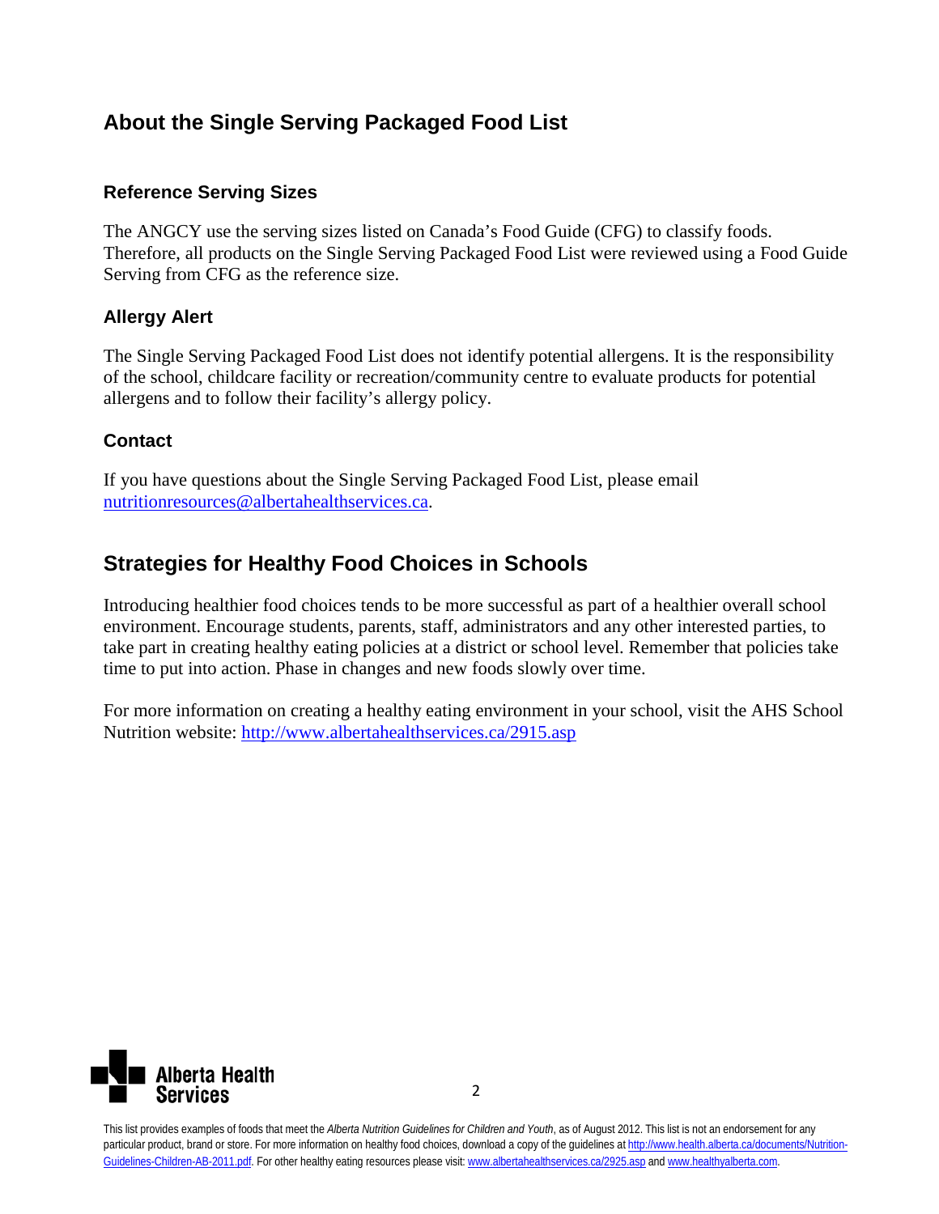## About the Single Serving Packaged Food List

### Reference Serving Sizes

The ANGCY use the serving sizes listed on Canada's Food Guide (CFG) to classify foods. Therefore, all products on the Single Serving Packaged Food List were reviewed using a Food Guide Serving from CFG as the reference size.

### Allergy Alert

The Single Serving Packaged Food List does not identify potential allergens. It is the responsibility of the school, childcare facility or recreation/community centre to evaluate products for potential allergens and to follow their facility's allergy policy.

### Contact

If you have questions about the Single Serving Packaged Food List, please email nutritionresources@albertahealthservices.ca.

## Strategies for Healthy Food Choices in Schools

Introducing healthier food choices tends to be more successful as part of a healthier overall school environment. Encourage students, parents, staff, administrators and any other interested parties, to take part in creating healthy eating policies at a district or school level. Remember that policies take time to put into action. Phase in changes and new foods slowly over time.

For more information on creating a healthy eating environment in your school, visit the AHS School Nutrition website: http://www.albertahealthservices.ca/2915.asp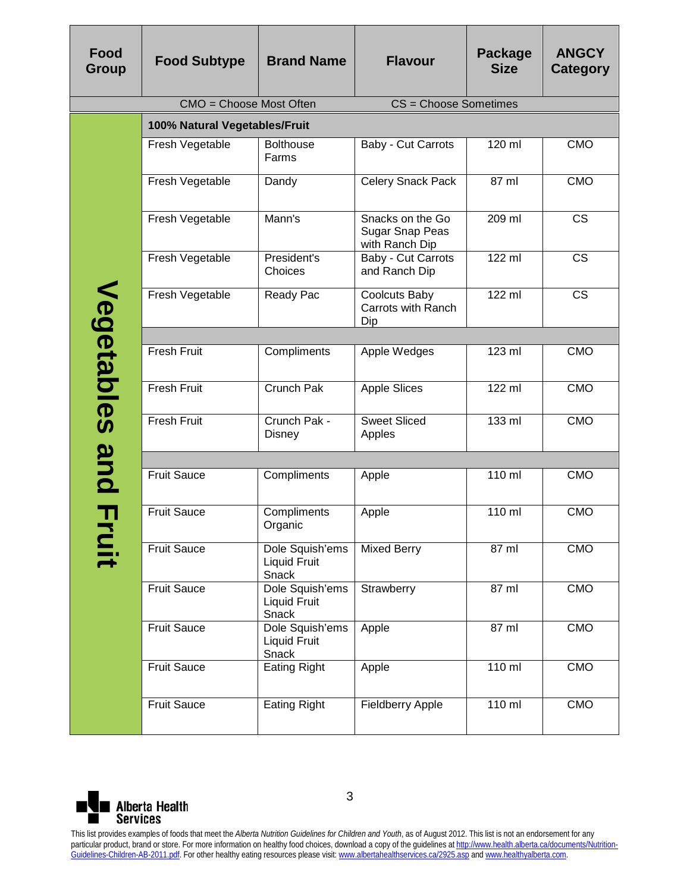| Food Group | Food Subtype | Brand Name | Flavour | Package Size | ANGCY Category |
|---|---|---|---|---|---|
| CMO = Choose Most Often | | | CS = Choose Sometimes | | |
| Vegetables and Fruit | **100% Natural Vegetables/Fruit** | | | | |
| | Fresh Vegetable | Bolthouse Farms | Baby - Cut Carrots | 120 ml | CMO |
| | Fresh Vegetable | Dandy | Celery Snack Pack | 87 ml | CMO |
| | Fresh Vegetable | Mann's | Snacks on the Go Sugar Snap Peas with Ranch Dip | 209 ml | CS |
| | Fresh Vegetable | President's Choices | Baby - Cut Carrots and Ranch Dip | 122 ml | CS |
| | Fresh Vegetable | Ready Pac | Coolcuts Baby Carrots with Ranch Dip | 122 ml | CS |
| | | | | | |
| | Fresh Fruit | Compliments | Apple Wedges | 123 ml | CMO |
| | Fresh Fruit | Crunch Pak | Apple Slices | 122 ml | CMO |
| | Fresh Fruit | Crunch Pak - Disney | Sweet Sliced Apples | 133 ml | CMO |
| | | | | | |
| | Fruit Sauce | Compliments | Apple | 110 ml | CMO |
| | Fruit Sauce | Compliments Organic | Apple | 110 ml | CMO |
| | Fruit Sauce | Dole Squish'ems Liquid Fruit Snack | Mixed Berry | 87 ml | CMO |
| | Fruit Sauce | Dole Squish'ems Liquid Fruit Snack | Strawberry | 87 ml | CMO |
| | Fruit Sauce | Dole Squish'ems Liquid Fruit Snack | Apple | 87 ml | CMO |
| | Fruit Sauce | Eating Right | Apple | 110 ml | CMO |
| | Fruit Sauce | Eating Right | Fieldberry Apple | 110 ml | CMO |

Alberta Health Services

This list provides examples of foods that meet the *Alberta Nutrition Guidelines for Children and Youth*, as of August 2012. This list is not an endorsement for any particular product, brand or store. For more information on healthy food choices, download a copy of the guidelines at http://www.health.alberta.ca/documents/Nutrition-Guidelines-Children-AB-2011.pdf. For other healthy eating resources please visit: www.albertahealthservices.ca/2925.asp and www.healthyalberta.com.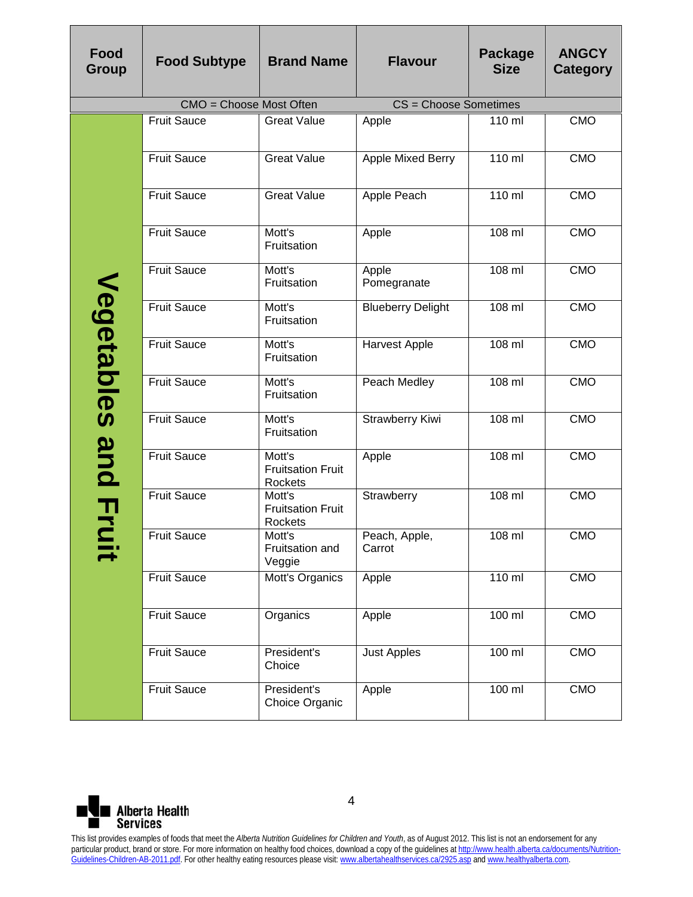| Food Group | Food Subtype | Brand Name | Flavour | Package Size | ANGCY Category |
|---|---|---|---|---|---|
| CMO = Choose Most Often | | | CS = Choose Sometimes | | |
| Vegetables and Fruit | Fruit Sauce | Great Value | Apple | 110 ml | CMO |
| | Fruit Sauce | Great Value | Apple Mixed Berry | 110 ml | CMO |
| | Fruit Sauce | Great Value | Apple Peach | 110 ml | CMO |
| | Fruit Sauce | Mott's Fruitsation | Apple | 108 ml | CMO |
| | Fruit Sauce | Mott's Fruitsation | Apple Pomegranate | 108 ml | CMO |
| | Fruit Sauce | Mott's Fruitsation | Blueberry Delight | 108 ml | CMO |
| | Fruit Sauce | Mott's Fruitsation | Harvest Apple | 108 ml | CMO |
| | Fruit Sauce | Mott's Fruitsation | Peach Medley | 108 ml | CMO |
| | Fruit Sauce | Mott's Fruitsation | Strawberry Kiwi | 108 ml | CMO |
| | Fruit Sauce | Mott's Fruitsation Fruit Rockets | Apple | 108 ml | CMO |
| | Fruit Sauce | Mott's Fruitsation Fruit Rockets | Strawberry | 108 ml | CMO |
| | Fruit Sauce | Mott's Fruitsation and Veggie | Peach, Apple, Carrot | 108 ml | CMO |
| | Fruit Sauce | Mott's Organics | Apple | 110 ml | CMO |
| | Fruit Sauce | Organics | Apple | 100 ml | CMO |
| | Fruit Sauce | President's Choice | Just Apples | 100 ml | CMO |
| | Fruit Sauce | President's Choice Organic | Apple | 100 ml | CMO |

Alberta Health Services

This list provides examples of foods that meet the *Alberta Nutrition Guidelines for Children and Youth*, as of August 2012. This list is not an endorsement for any particular product, brand or store. For more information on healthy food choices, download a copy of the guidelines at http://www.health.alberta.ca/documents/Nutrition-Guidelines-Children-AB-2011.pdf. For other healthy eating resources please visit: www.albertahealthservices.ca/2925.asp and www.healthyalberta.com.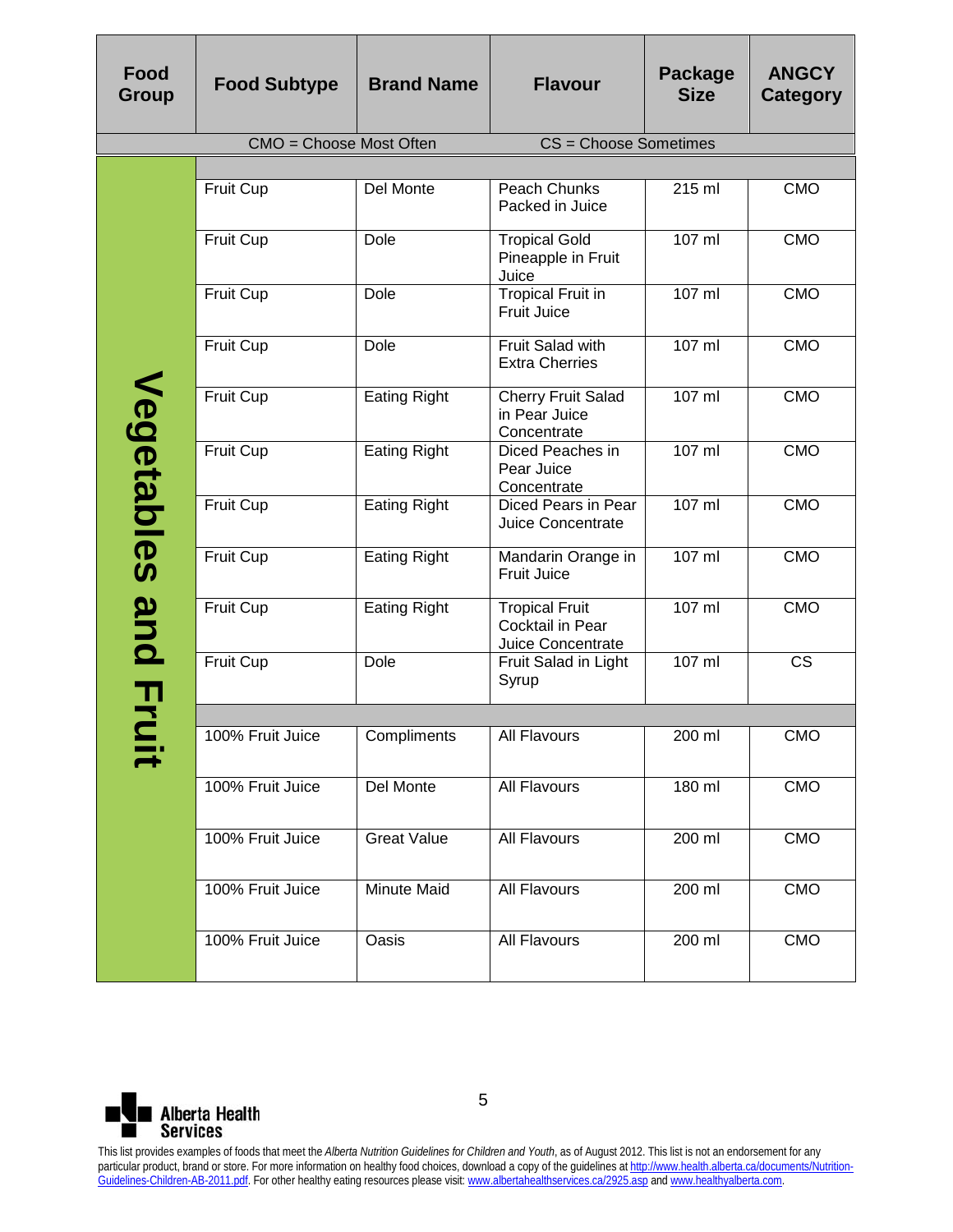| Food Group | Food Subtype | Brand Name | Flavour | Package Size | ANGCY Category |
|---|---|---|---|---|---|
| | CMO = Choose Most Often | | CS = Choose Sometimes | | |
| Vegetables and Fruit | | | | | |
| | Fruit Cup | Del Monte | Peach Chunks Packed in Juice | 215 ml | CMO |
| | Fruit Cup | Dole | Tropical Gold Pineapple in Fruit Juice | 107 ml | CMO |
| | Fruit Cup | Dole | Tropical Fruit in Fruit Juice | 107 ml | CMO |
| | Fruit Cup | Dole | Fruit Salad with Extra Cherries | 107 ml | CMO |
| | Fruit Cup | Eating Right | Cherry Fruit Salad in Pear Juice Concentrate | 107 ml | CMO |
| | Fruit Cup | Eating Right | Diced Peaches in Pear Juice Concentrate | 107 ml | CMO |
| | Fruit Cup | Eating Right | Diced Pears in Pear Juice Concentrate | 107 ml | CMO |
| | Fruit Cup | Eating Right | Mandarin Orange in Fruit Juice | 107 ml | CMO |
| | Fruit Cup | Eating Right | Tropical Fruit Cocktail in Pear Juice Concentrate | 107 ml | CMO |
| | Fruit Cup | Dole | Fruit Salad in Light Syrup | 107 ml | CS |
| | | | | | |
| | 100% Fruit Juice | Compliments | All Flavours | 200 ml | CMO |
| | 100% Fruit Juice | Del Monte | All Flavours | 180 ml | CMO |
| | 100% Fruit Juice | Great Value | All Flavours | 200 ml | CMO |
| | 100% Fruit Juice | Minute Maid | All Flavours | 200 ml | CMO |
| | 100% Fruit Juice | Oasis | All Flavours | 200 ml | CMO |

Alberta Health Services

This list provides examples of foods that meet the *Alberta Nutrition Guidelines for Children and Youth*, as of August 2012. This list is not an endorsement for any particular product, brand or store. For more information on healthy food choices, download a copy of the guidelines at http://www.health.alberta.ca/documents/Nutrition-Guidelines-Children-AB-2011.pdf. For other healthy eating resources please visit: www.albertahealthservices.ca/2925.asp and www.healthyalberta.com.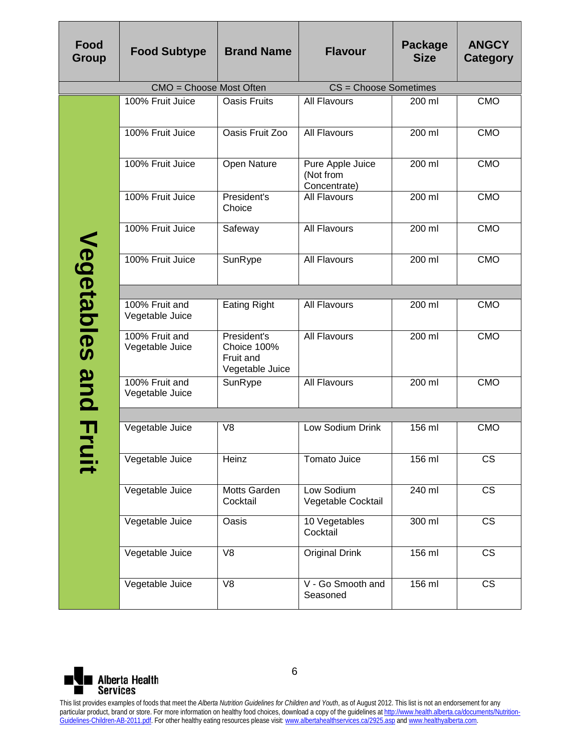| Food Group | Food Subtype | Brand Name | Flavour | Package Size | ANGCY Category |
|---|---|---|---|---|---|
| CMO = Choose Most Often | | | CS = Choose Sometimes | | |
| Vegetables and Fruit | 100% Fruit Juice | Oasis Fruits | All Flavours | 200 ml | CMO |
| | 100% Fruit Juice | Oasis Fruit Zoo | All Flavours | 200 ml | CMO |
| | 100% Fruit Juice | Open Nature | Pure Apple Juice (Not from Concentrate) | 200 ml | CMO |
| | 100% Fruit Juice | President's Choice | All Flavours | 200 ml | CMO |
| | 100% Fruit Juice | Safeway | All Flavours | 200 ml | CMO |
| | 100% Fruit Juice | SunRype | All Flavours | 200 ml | CMO |
| | | | | | |
| | 100% Fruit and Vegetable Juice | Eating Right | All Flavours | 200 ml | CMO |
| | 100% Fruit and Vegetable Juice | President's Choice 100% Fruit and Vegetable Juice | All Flavours | 200 ml | CMO |
| | 100% Fruit and Vegetable Juice | SunRype | All Flavours | 200 ml | CMO |
| | | | | | |
| | Vegetable Juice | V8 | Low Sodium Drink | 156 ml | CMO |
| | Vegetable Juice | Heinz | Tomato Juice | 156 ml | CS |
| | Vegetable Juice | Motts Garden Cocktail | Low Sodium Vegetable Cocktail | 240 ml | CS |
| | Vegetable Juice | Oasis | 10 Vegetables Cocktail | 300 ml | CS |
| | Vegetable Juice | V8 | Original Drink | 156 ml | CS |
| | Vegetable Juice | V8 | V - Go Smooth and Seasoned | 156 ml | CS |

Alberta Health Services

This list provides examples of foods that meet the *Alberta Nutrition Guidelines for Children and Youth*, as of August 2012. This list is not an endorsement for any particular product, brand or store. For more information on healthy food choices, download a copy of the guidelines at http://www.health.alberta.ca/documents/Nutrition-Guidelines-Children-AB-2011.pdf. For other healthy eating resources please visit: www.albertahealthservices.ca/2925.asp and www.healthyalberta.com.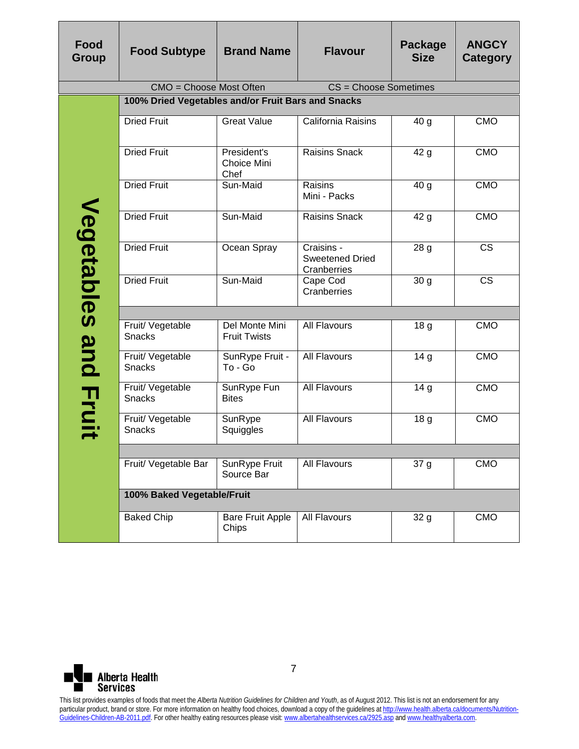| Food Group | Food Subtype | Brand Name | Flavour | Package Size | ANGCY Category |
|---|---|---|---|---|---|
| CMO = Choose Most Often | | | CS = Choose Sometimes | | |
| Vegetables and Fruit | **100% Dried Vegetables and/or Fruit Bars and Snacks** | | | | |
| | Dried Fruit | Great Value | California Raisins | 40 g | CMO |
| | Dried Fruit | President's Choice Mini Chef | Raisins Snack | 42 g | CMO |
| | Dried Fruit | Sun-Maid | Raisins Mini - Packs | 40 g | CMO |
| | Dried Fruit | Sun-Maid | Raisins Snack | 42 g | CMO |
| | Dried Fruit | Ocean Spray | Craisins - Sweetened Dried Cranberries | 28 g | CS |
| | Dried Fruit | Sun-Maid | Cape Cod Cranberries | 30 g | CS |
| | | | | | |
| | Fruit/ Vegetable Snacks | Del Monte Mini Fruit Twists | All Flavours | 18 g | CMO |
| | Fruit/ Vegetable Snacks | SunRype Fruit - To - Go | All Flavours | 14 g | CMO |
| | Fruit/ Vegetable Snacks | SunRype Fun Bites | All Flavours | 14 g | CMO |
| | Fruit/ Vegetable Snacks | SunRype Squiggles | All Flavours | 18 g | CMO |
| | | | | | |
| | Fruit/ Vegetable Bar | SunRype Fruit Source Bar | All Flavours | 37 g | CMO |
| | **100% Baked Vegetable/Fruit** | | | | |
| | Baked Chip | Bare Fruit Apple Chips | All Flavours | 32 g | CMO |

This list provides examples of foods that meet the *Alberta Nutrition Guidelines for Children and Youth*, as of August 2012. This list is not an endorsement for any particular product, brand or store. For more information on healthy food choices, download a copy of the guidelines at http://www.health.alberta.ca/documents/Nutrition-Guidelines-Children-AB-2011.pdf. For other healthy eating resources please visit: www.albertahealthservices.ca/2925.asp and www.healthyalberta.com.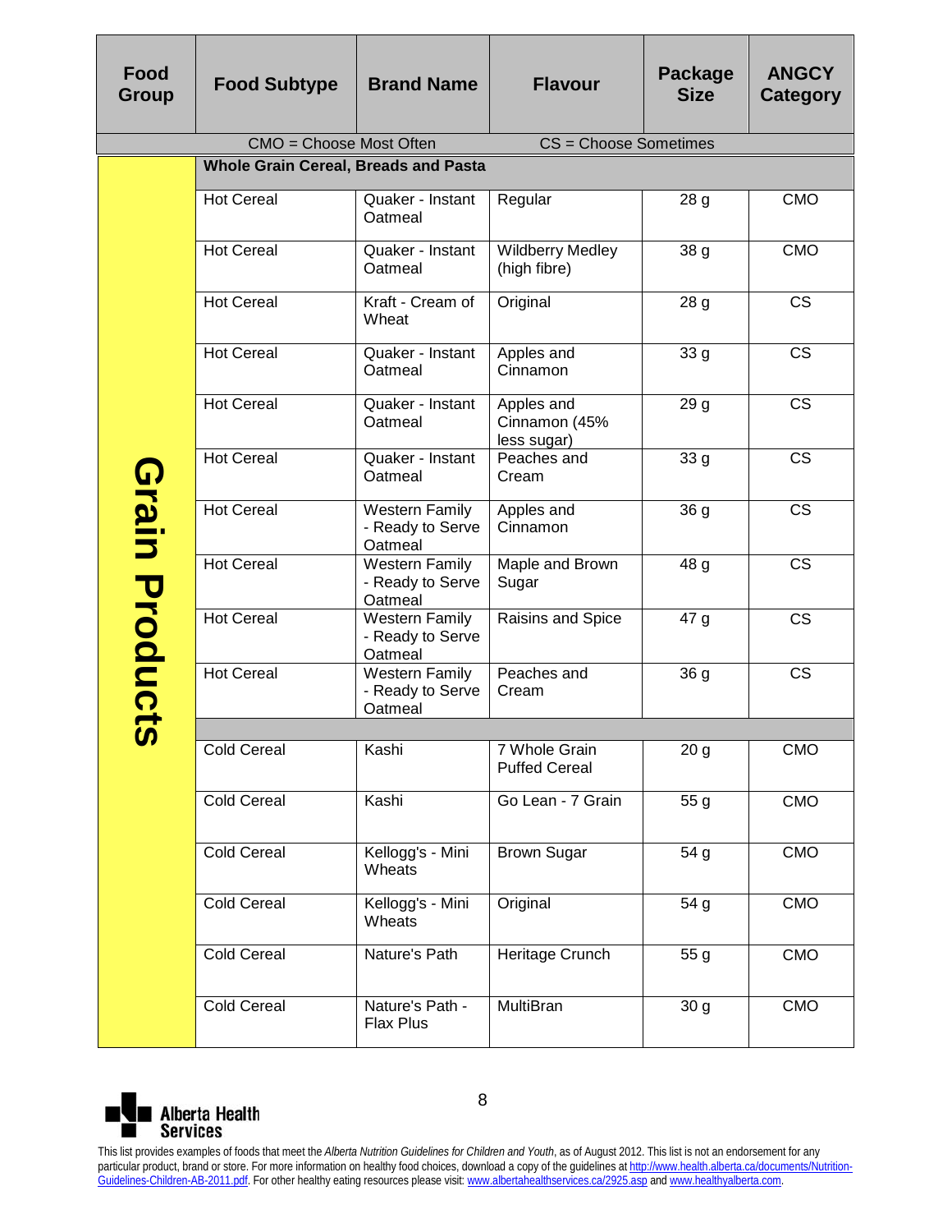| Food Group | Food Subtype | Brand Name | Flavour | Package Size | ANGCY Category |
|---|---|---|---|---|---|
| | CMO = Choose Most Often | | CS = Choose Sometimes | | |
| Grain Products | **Whole Grain Cereal, Breads and Pasta** | | | | |
| | Hot Cereal | Quaker - Instant Oatmeal | Regular | 28 g | CMO |
| | Hot Cereal | Quaker - Instant Oatmeal | Wildberry Medley (high fibre) | 38 g | CMO |
| | Hot Cereal | Kraft - Cream of Wheat | Original | 28 g | CS |
| | Hot Cereal | Quaker - Instant Oatmeal | Apples and Cinnamon | 33 g | CS |
| | Hot Cereal | Quaker - Instant Oatmeal | Apples and Cinnamon (45% less sugar) | 29 g | CS |
| | Hot Cereal | Quaker - Instant Oatmeal | Peaches and Cream | 33 g | CS |
| | Hot Cereal | Western Family - Ready to Serve Oatmeal | Apples and Cinnamon | 36 g | CS |
| | Hot Cereal | Western Family - Ready to Serve Oatmeal | Maple and Brown Sugar | 48 g | CS |
| | Hot Cereal | Western Family - Ready to Serve Oatmeal | Raisins and Spice | 47 g | CS |
| | Hot Cereal | Western Family - Ready to Serve Oatmeal | Peaches and Cream | 36 g | CS |
| | | | | | |
| | Cold Cereal | Kashi | 7 Whole Grain Puffed Cereal | 20 g | CMO |
| | Cold Cereal | Kashi | Go Lean - 7 Grain | 55 g | CMO |
| | Cold Cereal | Kellogg's - Mini Wheats | Brown Sugar | 54 g | CMO |
| | Cold Cereal | Kellogg's - Mini Wheats | Original | 54 g | CMO |
| | Cold Cereal | Nature's Path | Heritage Crunch | 55 g | CMO |
| | Cold Cereal | Nature's Path - Flax Plus | MultiBran | 30 g | CMO |

Alberta Health Services

This list provides examples of foods that meet the *Alberta Nutrition Guidelines for Children and Youth*, as of August 2012. This list is not an endorsement for any particular product, brand or store. For more information on healthy food choices, download a copy of the guidelines at http://www.health.alberta.ca/documents/Nutrition-Guidelines-Children-AB-2011.pdf. For other healthy eating resources please visit: www.albertahealthservices.ca/2925.asp and www.healthyalberta.com.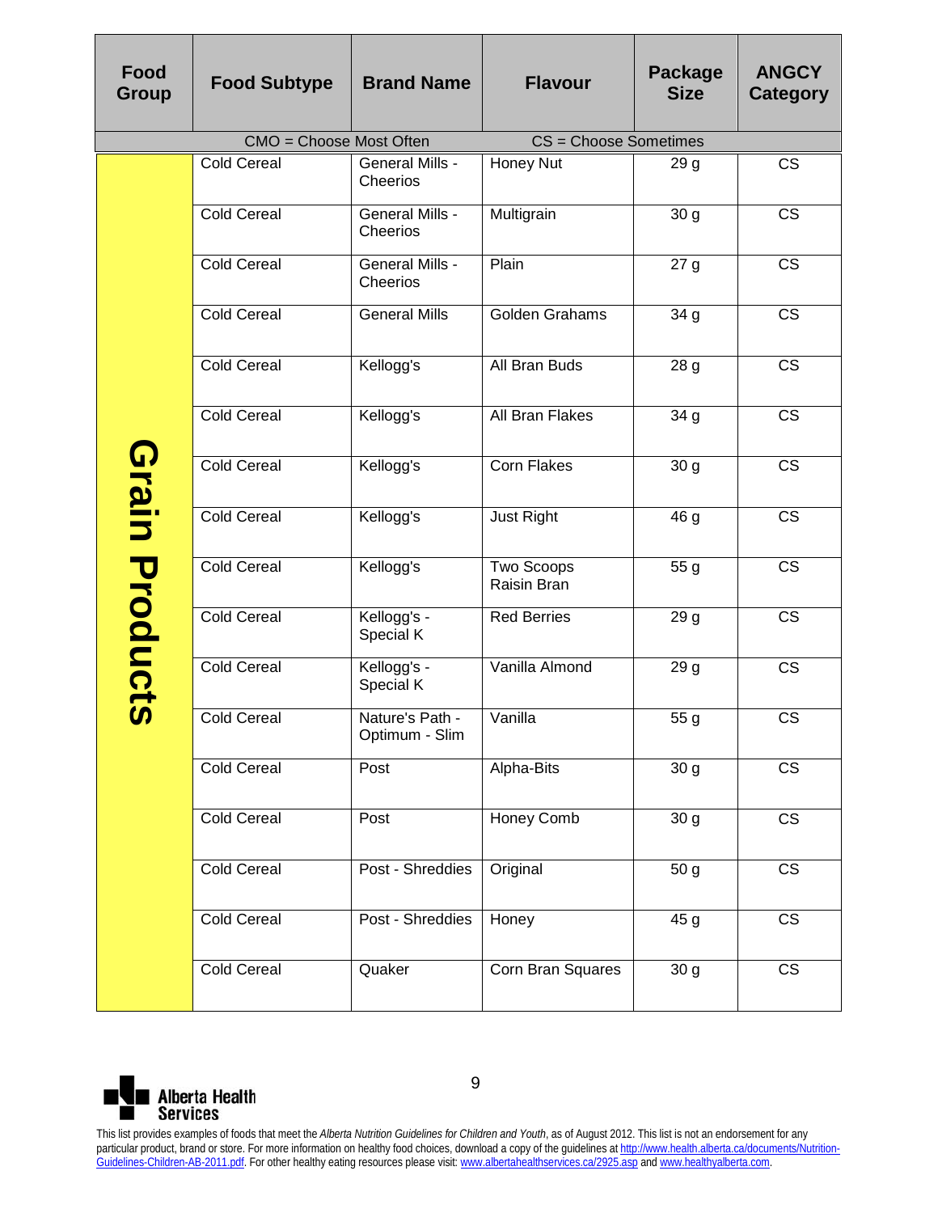| Food Group | Food Subtype | Brand Name | Flavour | Package Size | ANGCY Category |
|---|---|---|---|---|---|
| | CMO = Choose Most Often | | CS = Choose Sometimes | | |
| Grain Products | Cold Cereal | General Mills - Cheerios | Honey Nut | 29 g | CS |
| | Cold Cereal | General Mills - Cheerios | Multigrain | 30 g | CS |
| | Cold Cereal | General Mills - Cheerios | Plain | 27 g | CS |
| | Cold Cereal | General Mills | Golden Grahams | 34 g | CS |
| | Cold Cereal | Kellogg's | All Bran Buds | 28 g | CS |
| | Cold Cereal | Kellogg's | All Bran Flakes | 34 g | CS |
| | Cold Cereal | Kellogg's | Corn Flakes | 30 g | CS |
| | Cold Cereal | Kellogg's | Just Right | 46 g | CS |
| | Cold Cereal | Kellogg's | Two Scoops Raisin Bran | 55 g | CS |
| | Cold Cereal | Kellogg's - Special K | Red Berries | 29 g | CS |
| | Cold Cereal | Kellogg's - Special K | Vanilla Almond | 29 g | CS |
| | Cold Cereal | Nature's Path - Optimum - Slim | Vanilla | 55 g | CS |
| | Cold Cereal | Post | Alpha-Bits | 30 g | CS |
| | Cold Cereal | Post | Honey Comb | 30 g | CS |
| | Cold Cereal | Post - Shreddies | Original | 50 g | CS |
| | Cold Cereal | Post - Shreddies | Honey | 45 g | CS |
| | Cold Cereal | Quaker | Corn Bran Squares | 30 g | CS |

Alberta Health Services

This list provides examples of foods that meet the *Alberta Nutrition Guidelines for Children and Youth*, as of August 2012. This list is not an endorsement for any particular product, brand or store. For more information on healthy food choices, download a copy of the guidelines at http://www.health.alberta.ca/documents/Nutrition-Guidelines-Children-AB-2011.pdf. For other healthy eating resources please visit: www.albertahealthservices.ca/2925.asp and www.healthyalberta.com.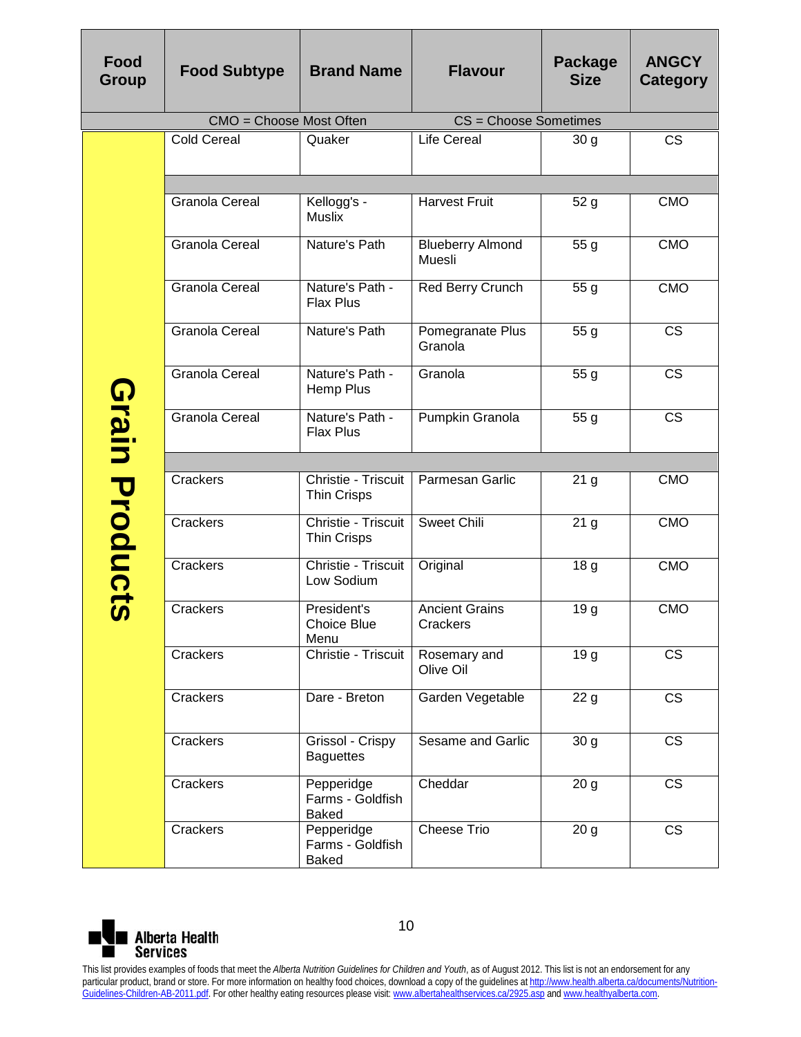| Food Group | Food Subtype | Brand Name | Flavour | Package Size | ANGCY Category |
|---|---|---|---|---|---|
| CMO = Choose Most Often | | | CS = Choose Sometimes | | |
| Grain Products | Cold Cereal | Quaker | Life Cereal | 30 g | CS |
| | | | | | |
| | Granola Cereal | Kellogg's - Muslix | Harvest Fruit | 52 g | CMO |
| | Granola Cereal | Nature's Path | Blueberry Almond Muesli | 55 g | CMO |
| | Granola Cereal | Nature's Path - Flax Plus | Red Berry Crunch | 55 g | CMO |
| | Granola Cereal | Nature's Path | Pomegranate Plus Granola | 55 g | CS |
| | Granola Cereal | Nature's Path - Hemp Plus | Granola | 55 g | CS |
| | Granola Cereal | Nature's Path - Flax Plus | Pumpkin Granola | 55 g | CS |
| | | | | | |
| | Crackers | Christie - Triscuit Thin Crisps | Parmesan Garlic | 21 g | CMO |
| | Crackers | Christie - Triscuit Thin Crisps | Sweet Chili | 21 g | CMO |
| | Crackers | Christie - Triscuit Low Sodium | Original | 18 g | CMO |
| | Crackers | President's Choice Blue Menu | Ancient Grains Crackers | 19 g | CMO |
| | Crackers | Christie - Triscuit | Rosemary and Olive Oil | 19 g | CS |
| | Crackers | Dare - Breton | Garden Vegetable | 22 g | CS |
| | Crackers | Grissol - Crispy Baguettes | Sesame and Garlic | 30 g | CS |
| | Crackers | Pepperidge Farms - Goldfish Baked | Cheddar | 20 g | CS |
| | Crackers | Pepperidge Farms - Goldfish Baked | Cheese Trio | 20 g | CS |

Alberta Health Services

This list provides examples of foods that meet the *Alberta Nutrition Guidelines for Children and Youth*, as of August 2012. This list is not an endorsement for any particular product, brand or store. For more information on healthy food choices, download a copy of the guidelines at http://www.health.alberta.ca/documents/Nutrition-Guidelines-Children-AB-2011.pdf. For other healthy eating resources please visit: www.albertahealthservices.ca/2925.asp and www.healthyalberta.com.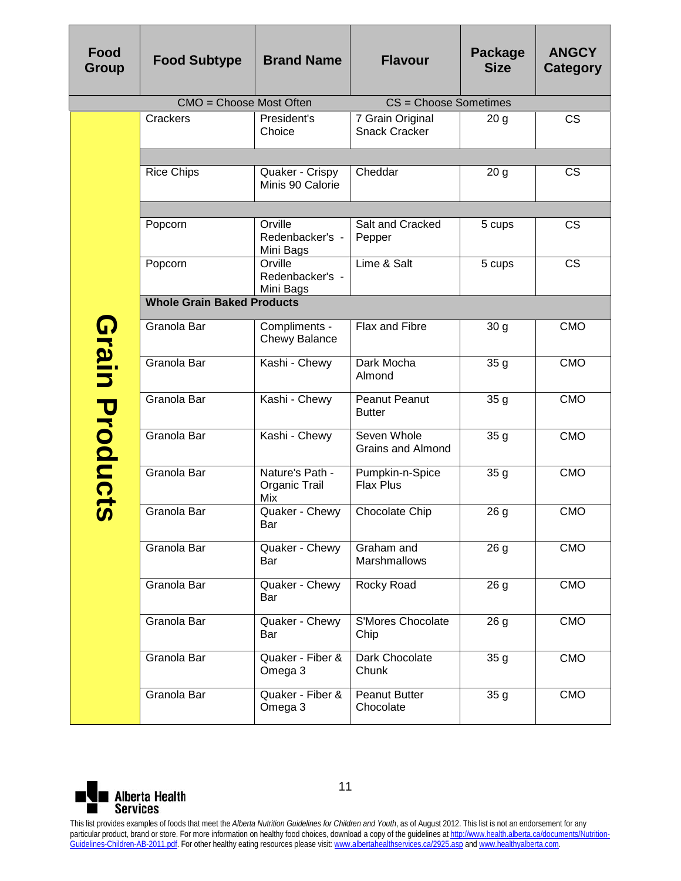| Food Group | Food Subtype | Brand Name | Flavour | Package Size | ANGCY Category |
|---|---|---|---|---|---|
| CMO = Choose Most Often | | | CS = Choose Sometimes | | |
| Grain Products | Crackers | President's Choice | 7 Grain Original Snack Cracker | 20 g | CS |
| | | | | | |
| | Rice Chips | Quaker - Crispy Minis 90 Calorie | Cheddar | 20 g | CS |
| | | | | | |
| | Popcorn | Orville Redenbacker's - Mini Bags | Salt and Cracked Pepper | 5 cups | CS |
| | Popcorn | Orville Redenbacker's - Mini Bags | Lime & Salt | 5 cups | CS |
| | **Whole Grain Baked Products** | | | | |
| | Granola Bar | Compliments - Chewy Balance | Flax and Fibre | 30 g | CMO |
| | Granola Bar | Kashi - Chewy | Dark Mocha Almond | 35 g | CMO |
| | Granola Bar | Kashi - Chewy | Peanut Peanut Butter | 35 g | CMO |
| | Granola Bar | Kashi - Chewy | Seven Whole Grains and Almond | 35 g | CMO |
| | Granola Bar | Nature's Path - Organic Trail Mix | Pumpkin-n-Spice Flax Plus | 35 g | CMO |
| | Granola Bar | Quaker - Chewy Bar | Chocolate Chip | 26 g | CMO |
| | Granola Bar | Quaker - Chewy Bar | Graham and Marshmallows | 26 g | CMO |
| | Granola Bar | Quaker - Chewy Bar | Rocky Road | 26 g | CMO |
| | Granola Bar | Quaker - Chewy Bar | S'Mores Chocolate Chip | 26 g | CMO |
| | Granola Bar | Quaker - Fiber & Omega 3 | Dark Chocolate Chunk | 35 g | CMO |
| | Granola Bar | Quaker - Fiber & Omega 3 | Peanut Butter Chocolate | 35 g | CMO |

Alberta Health Services

This list provides examples of foods that meet the *Alberta Nutrition Guidelines for Children and Youth*, as of August 2012. This list is not an endorsement for any particular product, brand or store. For more information on healthy food choices, download a copy of the guidelines at http://www.health.alberta.ca/documents/Nutrition-Guidelines-Children-AB-2011.pdf. For other healthy eating resources please visit: www.albertahealthservices.ca/2925.asp and www.healthyalberta.com.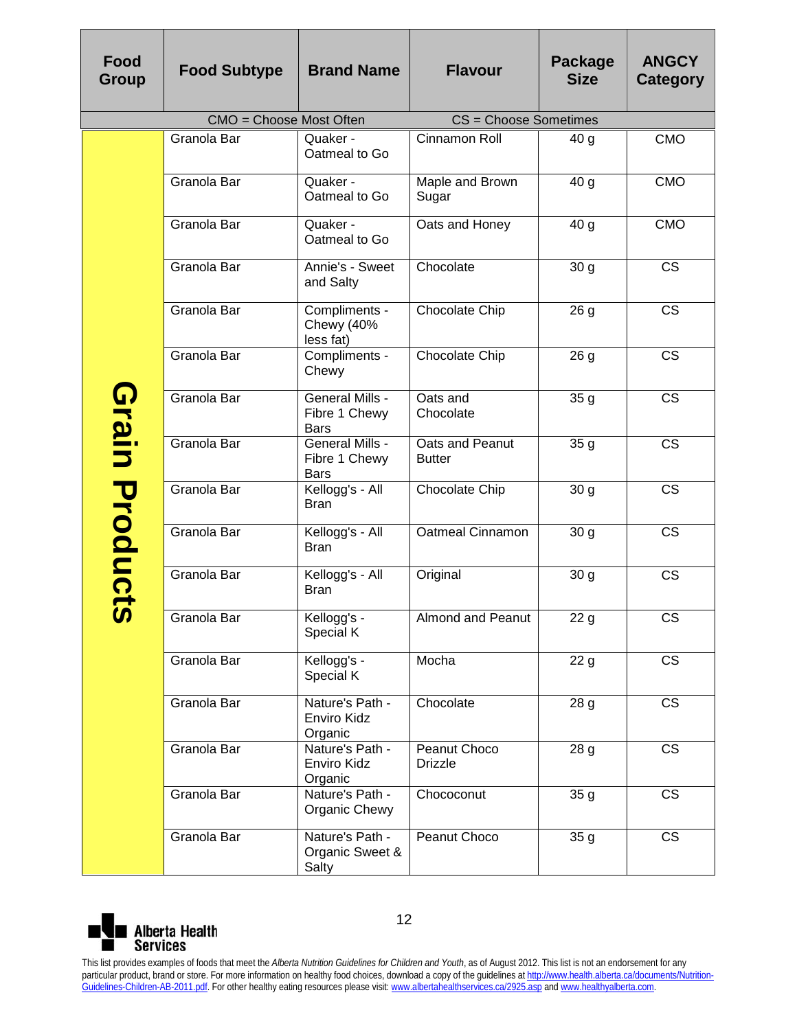| Food Group | Food Subtype | Brand Name | Flavour | Package Size | ANGCY Category |
|---|---|---|---|---|---|
| CMO = Choose Most Often | | | CS = Choose Sometimes | | |
| Grain Products | Granola Bar | Quaker - Oatmeal to Go | Cinnamon Roll | 40 g | CMO |
| | Granola Bar | Quaker - Oatmeal to Go | Maple and Brown Sugar | 40 g | CMO |
| | Granola Bar | Quaker - Oatmeal to Go | Oats and Honey | 40 g | CMO |
| | Granola Bar | Annie's - Sweet and Salty | Chocolate | 30 g | CS |
| | Granola Bar | Compliments - Chewy (40% less fat) | Chocolate Chip | 26 g | CS |
| | Granola Bar | Compliments - Chewy | Chocolate Chip | 26 g | CS |
| | Granola Bar | General Mills - Fibre 1 Chewy Bars | Oats and Chocolate | 35 g | CS |
| | Granola Bar | General Mills - Fibre 1 Chewy Bars | Oats and Peanut Butter | 35 g | CS |
| | Granola Bar | Kellogg's - All Bran | Chocolate Chip | 30 g | CS |
| | Granola Bar | Kellogg's - All Bran | Oatmeal Cinnamon | 30 g | CS |
| | Granola Bar | Kellogg's - All Bran | Original | 30 g | CS |
| | Granola Bar | Kellogg's - Special K | Almond and Peanut | 22 g | CS |
| | Granola Bar | Kellogg's - Special K | Mocha | 22 g | CS |
| | Granola Bar | Nature's Path - Enviro Kidz Organic | Chocolate | 28 g | CS |
| | Granola Bar | Nature's Path - Enviro Kidz Organic | Peanut Choco Drizzle | 28 g | CS |
| | Granola Bar | Nature's Path - Organic Chewy | Chococonut | 35 g | CS |
| | Granola Bar | Nature's Path - Organic Sweet & Salty | Peanut Choco | 35 g | CS |

Alberta Health Services

This list provides examples of foods that meet the *Alberta Nutrition Guidelines for Children and Youth*, as of August 2012. This list is not an endorsement for any particular product, brand or store. For more information on healthy food choices, download a copy of the guidelines at http://www.health.alberta.ca/documents/Nutrition-Guidelines-Children-AB-2011.pdf. For other healthy eating resources please visit: www.albertahealthservices.ca/2925.asp and www.healthyalberta.com.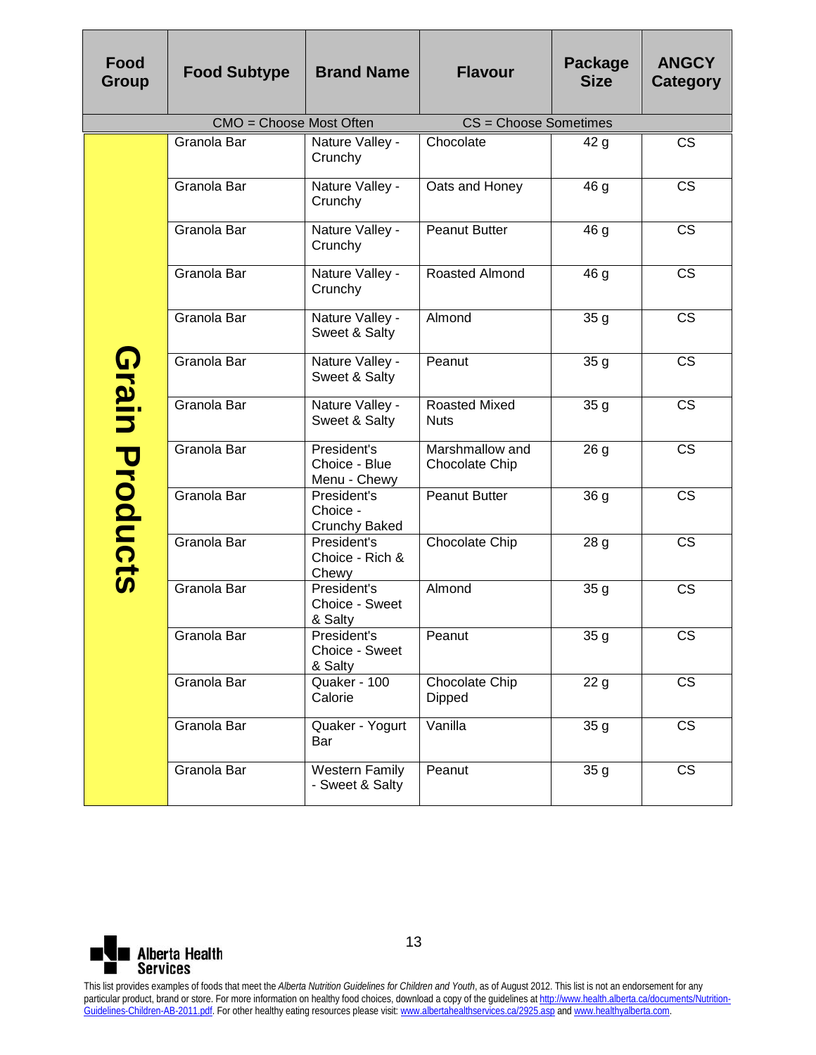| Food Group | Food Subtype | Brand Name | Flavour | Package Size | ANGCY Category |
|---|---|---|---|---|---|
| CMO = Choose Most Often | | | CS = Choose Sometimes | | |
| Grain Products | Granola Bar | Nature Valley - Crunchy | Chocolate | 42 g | CS |
| | Granola Bar | Nature Valley - Crunchy | Oats and Honey | 46 g | CS |
| | Granola Bar | Nature Valley - Crunchy | Peanut Butter | 46 g | CS |
| | Granola Bar | Nature Valley - Crunchy | Roasted Almond | 46 g | CS |
| | Granola Bar | Nature Valley - Sweet & Salty | Almond | 35 g | CS |
| | Granola Bar | Nature Valley - Sweet & Salty | Peanut | 35 g | CS |
| | Granola Bar | Nature Valley - Sweet & Salty | Roasted Mixed Nuts | 35 g | CS |
| | Granola Bar | President's Choice - Blue Menu - Chewy | Marshmallow and Chocolate Chip | 26 g | CS |
| | Granola Bar | President's Choice - Crunchy Baked | Peanut Butter | 36 g | CS |
| | Granola Bar | President's Choice - Rich & Chewy | Chocolate Chip | 28 g | CS |
| | Granola Bar | President's Choice - Sweet & Salty | Almond | 35 g | CS |
| | Granola Bar | President's Choice - Sweet & Salty | Peanut | 35 g | CS |
| | Granola Bar | Quaker - 100 Calorie | Chocolate Chip Dipped | 22 g | CS |
| | Granola Bar | Quaker - Yogurt Bar | Vanilla | 35 g | CS |
| | Granola Bar | Western Family - Sweet & Salty | Peanut | 35 g | CS |

Alberta Health Services

This list provides examples of foods that meet the *Alberta Nutrition Guidelines for Children and Youth*, as of August 2012. This list is not an endorsement for any particular product, brand or store. For more information on healthy food choices, download a copy of the guidelines at http://www.health.alberta.ca/documents/Nutrition-Guidelines-Children-AB-2011.pdf. For other healthy eating resources please visit: www.albertahealthservices.ca/2925.asp and www.healthyalberta.com.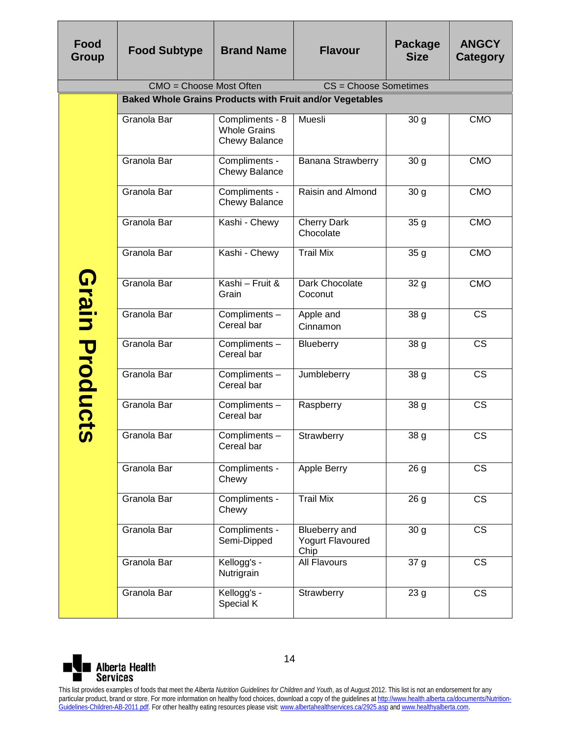| Food Group | Food Subtype | Brand Name | Flavour | Package Size | ANGCY Category |
|---|---|---|---|---|---|
| CMO = Choose Most Often | | | CS = Choose Sometimes | | |
| **Grain Products** | **Baked Whole Grains Products with Fruit and/or Vegetables** | | | | |
| | Granola Bar | Compliments - 8 Whole Grains Chewy Balance | Muesli | 30 g | CMO |
| | Granola Bar | Compliments - Chewy Balance | Banana Strawberry | 30 g | CMO |
| | Granola Bar | Compliments - Chewy Balance | Raisin and Almond | 30 g | CMO |
| | Granola Bar | Kashi - Chewy | Cherry Dark Chocolate | 35 g | CMO |
| | Granola Bar | Kashi - Chewy | Trail Mix | 35 g | CMO |
| | Granola Bar | Kashi – Fruit & Grain | Dark Chocolate Coconut | 32 g | CMO |
| | Granola Bar | Compliments – Cereal bar | Apple and Cinnamon | 38 g | CS |
| | Granola Bar | Compliments – Cereal bar | Blueberry | 38 g | CS |
| | Granola Bar | Compliments – Cereal bar | Jumbleberry | 38 g | CS |
| | Granola Bar | Compliments – Cereal bar | Raspberry | 38 g | CS |
| | Granola Bar | Compliments – Cereal bar | Strawberry | 38 g | CS |
| | Granola Bar | Compliments - Chewy | Apple Berry | 26 g | CS |
| | Granola Bar | Compliments - Chewy | Trail Mix | 26 g | CS |
| | Granola Bar | Compliments - Semi-Dipped | Blueberry and Yogurt Flavoured Chip | 30 g | CS |
| | Granola Bar | Kellogg's - Nutrigrain | All Flavours | 37 g | CS |
| | Granola Bar | Kellogg's - Special K | Strawberry | 23 g | CS |

Alberta Health Services

This list provides examples of foods that meet the *Alberta Nutrition Guidelines for Children and Youth*, as of August 2012. This list is not an endorsement for any particular product, brand or store. For more information on healthy food choices, download a copy of the guidelines at http://www.health.alberta.ca/documents/Nutrition-Guidelines-Children-AB-2011.pdf. For other healthy eating resources please visit: www.albertahealthservices.ca/2925.asp and www.healthyalberta.com.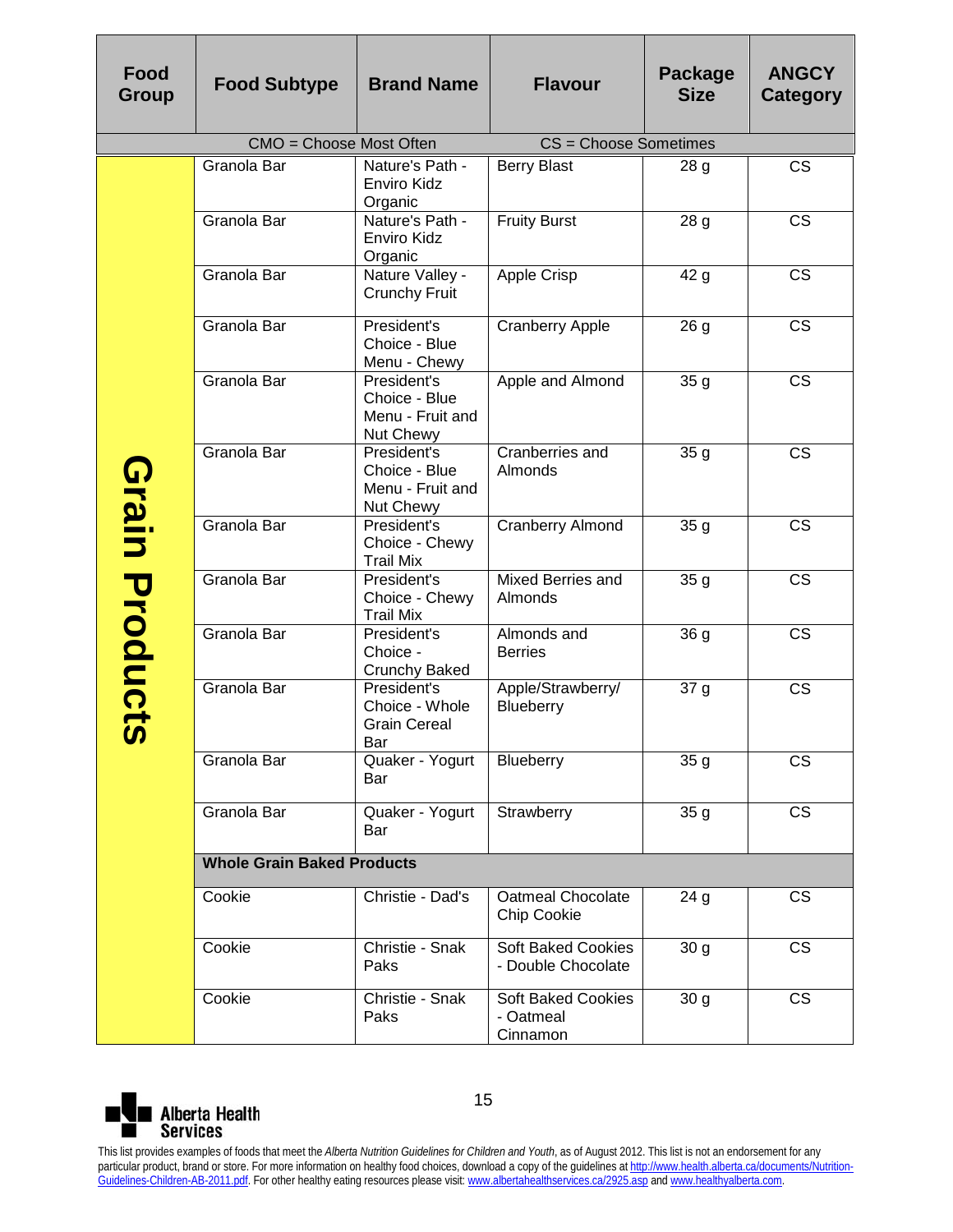| Food Group | Food Subtype | Brand Name | Flavour | Package Size | ANGCY Category |
|---|---|---|---|---|---|
| CMO = Choose Most Often | | | CS = Choose Sometimes | | |
| Grain Products | Granola Bar | Nature's Path - Enviro Kidz Organic | Berry Blast | 28 g | CS |
| | Granola Bar | Nature's Path - Enviro Kidz Organic | Fruity Burst | 28 g | CS |
| | Granola Bar | Nature Valley - Crunchy Fruit | Apple Crisp | 42 g | CS |
| | Granola Bar | President's Choice - Blue Menu - Chewy | Cranberry Apple | 26 g | CS |
| | Granola Bar | President's Choice - Blue Menu - Fruit and Nut Chewy | Apple and Almond | 35 g | CS |
| | Granola Bar | President's Choice - Blue Menu - Fruit and Nut Chewy | Cranberries and Almonds | 35 g | CS |
| | Granola Bar | President's Choice - Chewy Trail Mix | Cranberry Almond | 35 g | CS |
| | Granola Bar | President's Choice - Chewy Trail Mix | Mixed Berries and Almonds | 35 g | CS |
| | Granola Bar | President's Choice - Crunchy Baked | Almonds and Berries | 36 g | CS |
| | Granola Bar | President's Choice - Whole Grain Cereal Bar | Apple/Strawberry/ Blueberry | 37 g | CS |
| | Granola Bar | Quaker - Yogurt Bar | Blueberry | 35 g | CS |
| | Granola Bar | Quaker - Yogurt Bar | Strawberry | 35 g | CS |
| | **Whole Grain Baked Products** | | | | |
| | Cookie | Christie - Dad's | Oatmeal Chocolate Chip Cookie | 24 g | CS |
| | Cookie | Christie - Snak Paks | Soft Baked Cookies - Double Chocolate | 30 g | CS |
| | Cookie | Christie - Snak Paks | Soft Baked Cookies - Oatmeal Cinnamon | 30 g | CS |

This list provides examples of foods that meet the *Alberta Nutrition Guidelines for Children and Youth*, as of August 2012. This list is not an endorsement for any particular product, brand or store. For more information on healthy food choices, download a copy of the guidelines at http://www.health.alberta.ca/documents/Nutrition-Guidelines-Children-AB-2011.pdf. For other healthy eating resources please visit: www.albertahealthservices.ca/2925.asp and www.healthyalberta.com.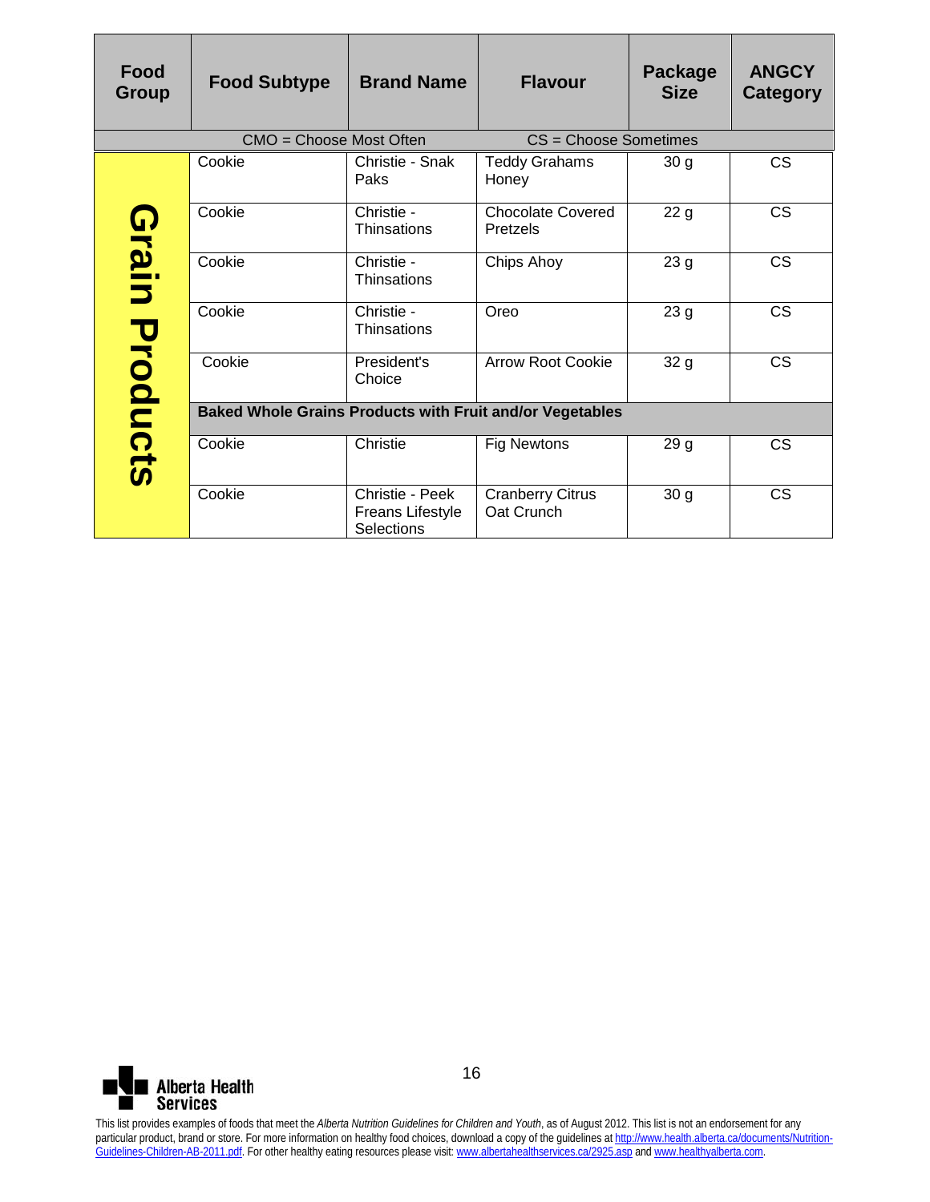| Food Group | Food Subtype | Brand Name | Flavour | Package Size | ANGCY Category |
|---|---|---|---|---|---|
| CMO = Choose Most Often | | | CS = Choose Sometimes | | |
| Grain Products | Cookie | Christie - Snak Paks | Teddy Grahams Honey | 30 g | CS |
| | Cookie | Christie - Thinsations | Chocolate Covered Pretzels | 22 g | CS |
| | Cookie | Christie - Thinsations | Chips Ahoy | 23 g | CS |
| | Cookie | Christie - Thinsations | Oreo | 23 g | CS |
| | Cookie | President's Choice | Arrow Root Cookie | 32 g | CS |
| | **Baked Whole Grains Products with Fruit and/or Vegetables** | | | | |
| | Cookie | Christie | Fig Newtons | 29 g | CS |
| | Cookie | Christie - Peek Freans Lifestyle Selections | Cranberry Citrus Oat Crunch | 30 g | CS |

Alberta Health Services

This list provides examples of foods that meet the *Alberta Nutrition Guidelines for Children and Youth*, as of August 2012. This list is not an endorsement for any particular product, brand or store. For more information on healthy food choices, download a copy of the guidelines at http://www.health.alberta.ca/documents/Nutrition-Guidelines-Children-AB-2011.pdf. For other healthy eating resources please visit: www.albertahealthservices.ca/2925.asp and www.healthyalberta.com.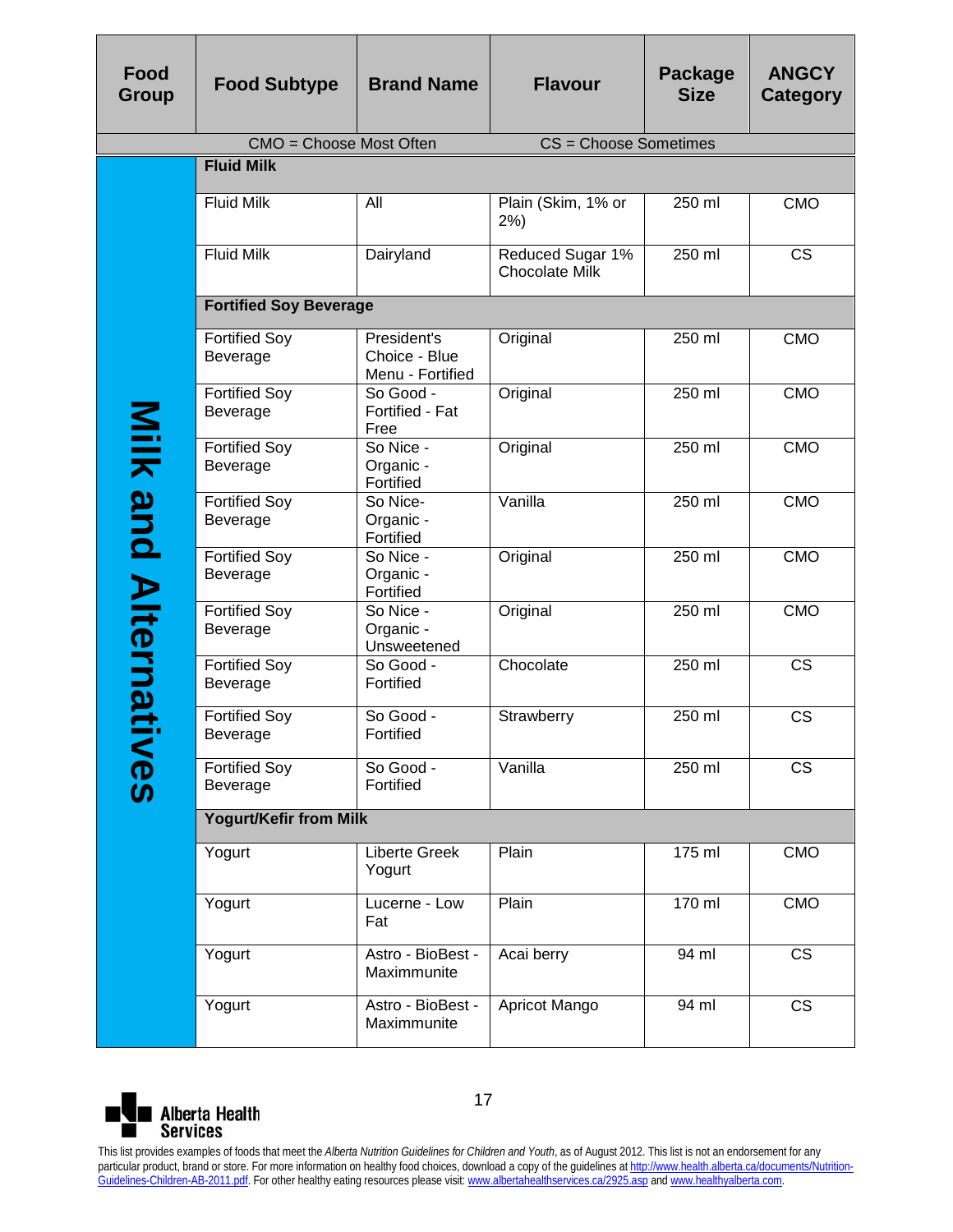| Food Group | Food Subtype | Brand Name | Flavour | Package Size | ANGCY Category |
|---|---|---|---|---|---|
| CMO = Choose Most Often | | | CS = Choose Sometimes | | |
| Milk and Alternatives | **Fluid Milk** | | | | |
| | Fluid Milk | All | Plain (Skim, 1% or 2%) | 250 ml | CMO |
| | Fluid Milk | Dairyland | Reduced Sugar 1% Chocolate Milk | 250 ml | CS |
| | **Fortified Soy Beverage** | | | | |
| | Fortified Soy Beverage | President's Choice - Blue Menu - Fortified | Original | 250 ml | CMO |
| | Fortified Soy Beverage | So Good - Fortified - Fat Free | Original | 250 ml | CMO |
| | Fortified Soy Beverage | So Nice - Organic - Fortified | Original | 250 ml | CMO |
| | Fortified Soy Beverage | So Nice- Organic - Fortified | Vanilla | 250 ml | CMO |
| | Fortified Soy Beverage | So Nice - Organic - Fortified | Original | 250 ml | CMO |
| | Fortified Soy Beverage | So Nice - Organic - Unsweetened | Original | 250 ml | CMO |
| | Fortified Soy Beverage | So Good - Fortified | Chocolate | 250 ml | CS |
| | Fortified Soy Beverage | So Good - Fortified | Strawberry | 250 ml | CS |
| | Fortified Soy Beverage | So Good - Fortified | Vanilla | 250 ml | CS |
| | **Yogurt/Kefir from Milk** | | | | |
| | Yogurt | Liberte Greek Yogurt | Plain | 175 ml | CMO |
| | Yogurt | Lucerne - Low Fat | Plain | 170 ml | CMO |
| | Yogurt | Astro - BioBest - Maximmunite | Acai berry | 94 ml | CS |
| | Yogurt | Astro - BioBest - Maximmunite | Apricot Mango | 94 ml | CS |

Alberta Health Services

This list provides examples of foods that meet the *Alberta Nutrition Guidelines for Children and Youth*, as of August 2012. This list is not an endorsement for any particular product, brand or store. For more information on healthy food choices, download a copy of the guidelines at http://www.health.alberta.ca/documents/Nutrition-Guidelines-Children-AB-2011.pdf. For other healthy eating resources please visit: www.albertahealthservices.ca/2925.asp and www.healthyalberta.com.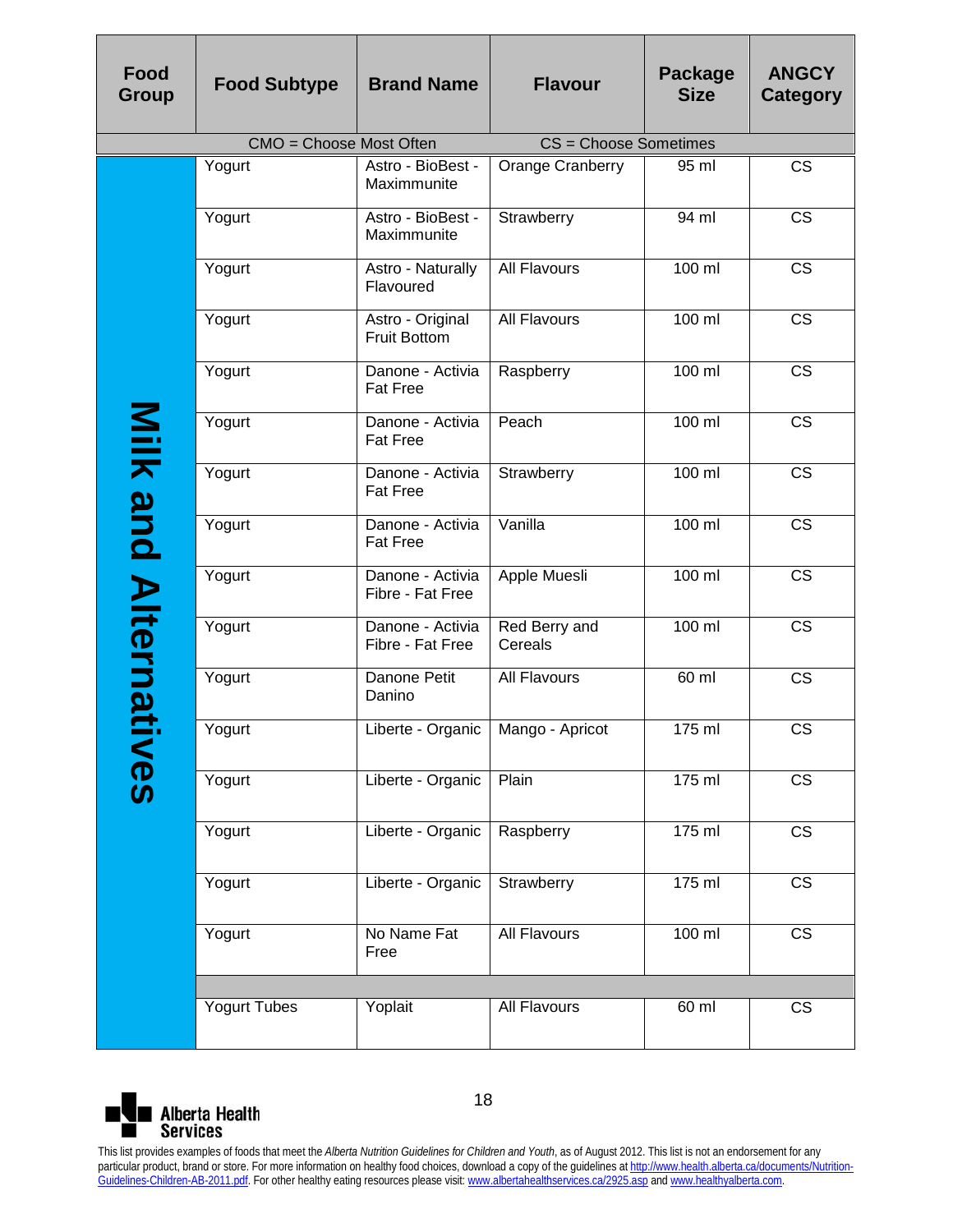| Food Group | Food Subtype | Brand Name | Flavour | Package Size | ANGCY Category |
|---|---|---|---|---|---|
| CMO = Choose Most Often | | | CS = Choose Sometimes | | |
| Milk and Alternatives | Yogurt | Astro - BioBest - Maximmunite | Orange Cranberry | 95 ml | CS |
| | Yogurt | Astro - BioBest - Maximmunite | Strawberry | 94 ml | CS |
| | Yogurt | Astro - Naturally Flavoured | All Flavours | 100 ml | CS |
| | Yogurt | Astro - Original Fruit Bottom | All Flavours | 100 ml | CS |
| | Yogurt | Danone - Activia Fat Free | Raspberry | 100 ml | CS |
| | Yogurt | Danone - Activia Fat Free | Peach | 100 ml | CS |
| | Yogurt | Danone - Activia Fat Free | Strawberry | 100 ml | CS |
| | Yogurt | Danone - Activia Fat Free | Vanilla | 100 ml | CS |
| | Yogurt | Danone - Activia Fibre - Fat Free | Apple Muesli | 100 ml | CS |
| | Yogurt | Danone - Activia Fibre - Fat Free | Red Berry and Cereals | 100 ml | CS |
| | Yogurt | Danone Petit Danino | All Flavours | 60 ml | CS |
| | Yogurt | Liberte - Organic | Mango - Apricot | 175 ml | CS |
| | Yogurt | Liberte - Organic | Plain | 175 ml | CS |
| | Yogurt | Liberte - Organic | Raspberry | 175 ml | CS |
| | Yogurt | Liberte - Organic | Strawberry | 175 ml | CS |
| | Yogurt | No Name Fat Free | All Flavours | 100 ml | CS |
| | | | | | |
| | Yogurt Tubes | Yoplait | All Flavours | 60 ml | CS |

Alberta Health Services

This list provides examples of foods that meet the *Alberta Nutrition Guidelines for Children and Youth*, as of August 2012. This list is not an endorsement for any particular product, brand or store. For more information on healthy food choices, download a copy of the guidelines at http://www.health.alberta.ca/documents/Nutrition-Guidelines-Children-AB-2011.pdf. For other healthy eating resources please visit: www.albertahealthservices.ca/2925.asp and www.healthyalberta.com.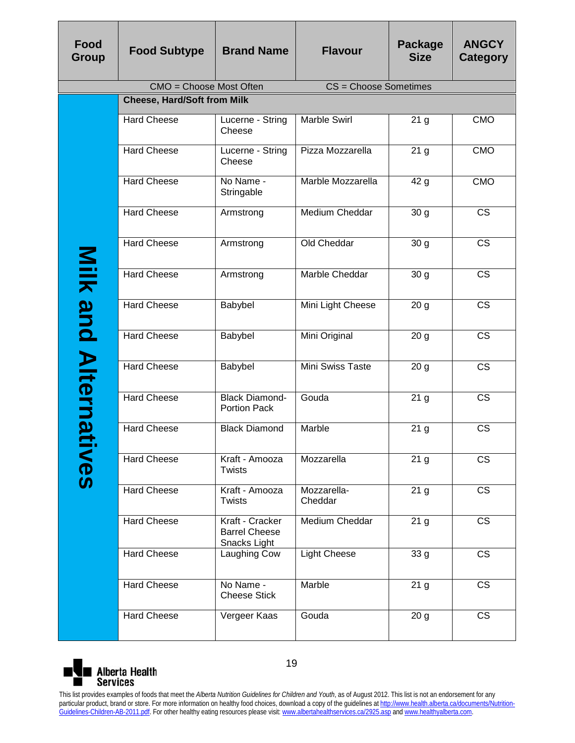| Food Group | Food Subtype | Brand Name | Flavour | Package Size | ANGCY Category |
|---|---|---|---|---|---|
| CMO = Choose Most Often | | | CS = Choose Sometimes | | |
| Milk and Alternatives | **Cheese, Hard/Soft from Milk** | | | | |
| | Hard Cheese | Lucerne - String Cheese | Marble Swirl | 21 g | CMO |
| | Hard Cheese | Lucerne - String Cheese | Pizza Mozzarella | 21 g | CMO |
| | Hard Cheese | No Name - Stringable | Marble Mozzarella | 42 g | CMO |
| | Hard Cheese | Armstrong | Medium Cheddar | 30 g | CS |
| | Hard Cheese | Armstrong | Old Cheddar | 30 g | CS |
| | Hard Cheese | Armstrong | Marble Cheddar | 30 g | CS |
| | Hard Cheese | Babybel | Mini Light Cheese | 20 g | CS |
| | Hard Cheese | Babybel | Mini Original | 20 g | CS |
| | Hard Cheese | Babybel | Mini Swiss Taste | 20 g | CS |
| | Hard Cheese | Black Diamond-Portion Pack | Gouda | 21 g | CS |
| | Hard Cheese | Black Diamond | Marble | 21 g | CS |
| | Hard Cheese | Kraft - Amooza Twists | Mozzarella | 21 g | CS |
| | Hard Cheese | Kraft - Amooza Twists | Mozzarella-Cheddar | 21 g | CS |
| | Hard Cheese | Kraft - Cracker Barrel Cheese Snacks Light | Medium Cheddar | 21 g | CS |
| | Hard Cheese | Laughing Cow | Light Cheese | 33 g | CS |
| | Hard Cheese | No Name - Cheese Stick | Marble | 21 g | CS |
| | Hard Cheese | Vergeer Kaas | Gouda | 20 g | CS |

Alberta Health Services

This list provides examples of foods that meet the *Alberta Nutrition Guidelines for Children and Youth*, as of August 2012. This list is not an endorsement for any particular product, brand or store. For more information on healthy food choices, download a copy of the guidelines at http://www.health.alberta.ca/documents/Nutrition-Guidelines-Children-AB-2011.pdf. For other healthy eating resources please visit: www.albertahealthservices.ca/2925.asp and www.healthyalberta.com.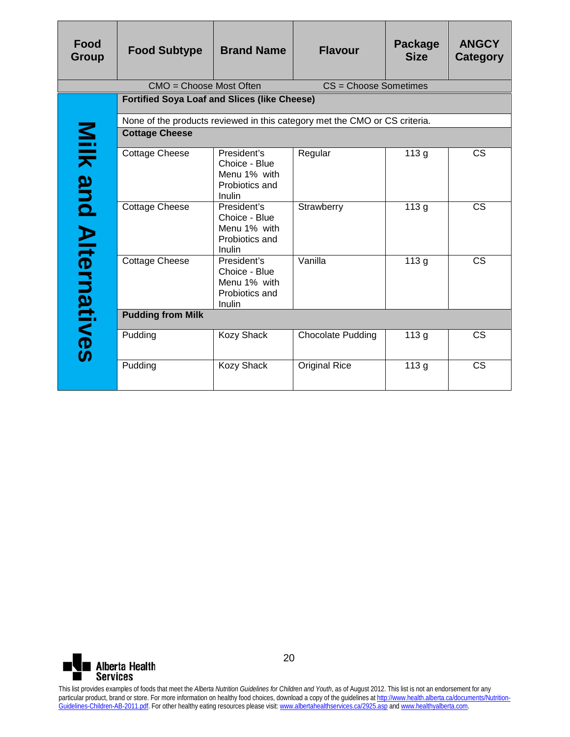| Food Group | Food Subtype | Brand Name | Flavour | Package Size | ANGCY Category |
|---|---|---|---|---|---|
| CMO = Choose Most Often | | | CS = Choose Sometimes | | |
| Milk and Alternatives | **Fortified Soya Loaf and Slices (like Cheese)** | | | | |
| | None of the products reviewed in this category met the CMO or CS criteria. | | | | |
| | **Cottage Cheese** | | | | |
| | Cottage Cheese | President's Choice - Blue Menu 1% with Probiotics and Inulin | Regular | 113 g | CS |
| | Cottage Cheese | President's Choice - Blue Menu 1% with Probiotics and Inulin | Strawberry | 113 g | CS |
| | Cottage Cheese | President's Choice - Blue Menu 1% with Probiotics and Inulin | Vanilla | 113 g | CS |
| | **Pudding from Milk** | | | | |
| | Pudding | Kozy Shack | Chocolate Pudding | 113 g | CS |
| | Pudding | Kozy Shack | Original Rice | 113 g | CS |

Alberta Health Services

This list provides examples of foods that meet the *Alberta Nutrition Guidelines for Children and Youth*, as of August 2012. This list is not an endorsement for any particular product, brand or store. For more information on healthy food choices, download a copy of the guidelines at http://www.health.alberta.ca/documents/Nutrition-Guidelines-Children-AB-2011.pdf. For other healthy eating resources please visit: www.albertahealthservices.ca/2925.asp and www.healthyalberta.com.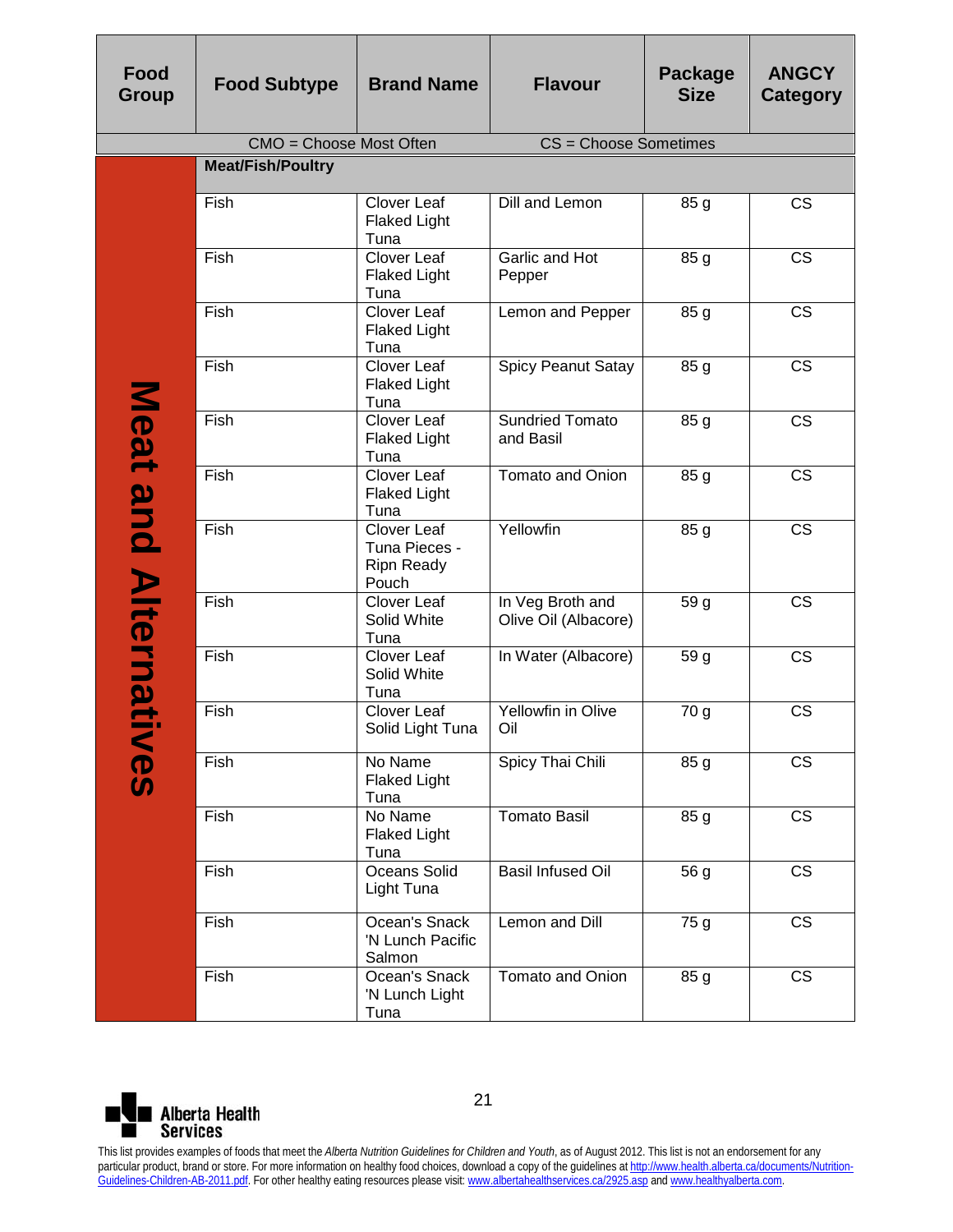| Food Group | Food Subtype | Brand Name | Flavour | Package Size | ANGCY Category |
|---|---|---|---|---|---|
| CMO = Choose Most Often | | | CS = Choose Sometimes | | |
| Meat and Alternatives | **Meat/Fish/Poultry** | | | | |
| | Fish | Clover Leaf Flaked Light Tuna | Dill and Lemon | 85 g | CS |
| | Fish | Clover Leaf Flaked Light Tuna | Garlic and Hot Pepper | 85 g | CS |
| | Fish | Clover Leaf Flaked Light Tuna | Lemon and Pepper | 85 g | CS |
| | Fish | Clover Leaf Flaked Light Tuna | Spicy Peanut Satay | 85 g | CS |
| | Fish | Clover Leaf Flaked Light Tuna | Sundried Tomato and Basil | 85 g | CS |
| | Fish | Clover Leaf Flaked Light Tuna | Tomato and Onion | 85 g | CS |
| | Fish | Clover Leaf Tuna Pieces - Ripn Ready Pouch | Yellowfin | 85 g | CS |
| | Fish | Clover Leaf Solid White Tuna | In Veg Broth and Olive Oil (Albacore) | 59 g | CS |
| | Fish | Clover Leaf Solid White Tuna | In Water (Albacore) | 59 g | CS |
| | Fish | Clover Leaf Solid Light Tuna | Yellowfin in Olive Oil | 70 g | CS |
| | Fish | No Name Flaked Light Tuna | Spicy Thai Chili | 85 g | CS |
| | Fish | No Name Flaked Light Tuna | Tomato Basil | 85 g | CS |
| | Fish | Oceans Solid Light Tuna | Basil Infused Oil | 56 g | CS |
| | Fish | Ocean's Snack 'N Lunch Pacific Salmon | Lemon and Dill | 75 g | CS |
| | Fish | Ocean's Snack 'N Lunch Light Tuna | Tomato and Onion | 85 g | CS |

Alberta Health Services

This list provides examples of foods that meet the *Alberta Nutrition Guidelines for Children and Youth*, as of August 2012. This list is not an endorsement for any particular product, brand or store. For more information on healthy food choices, download a copy of the guidelines at http://www.health.alberta.ca/documents/Nutrition-Guidelines-Children-AB-2011.pdf. For other healthy eating resources please visit: www.albertahealthservices.ca/2925.asp and www.healthyalberta.com.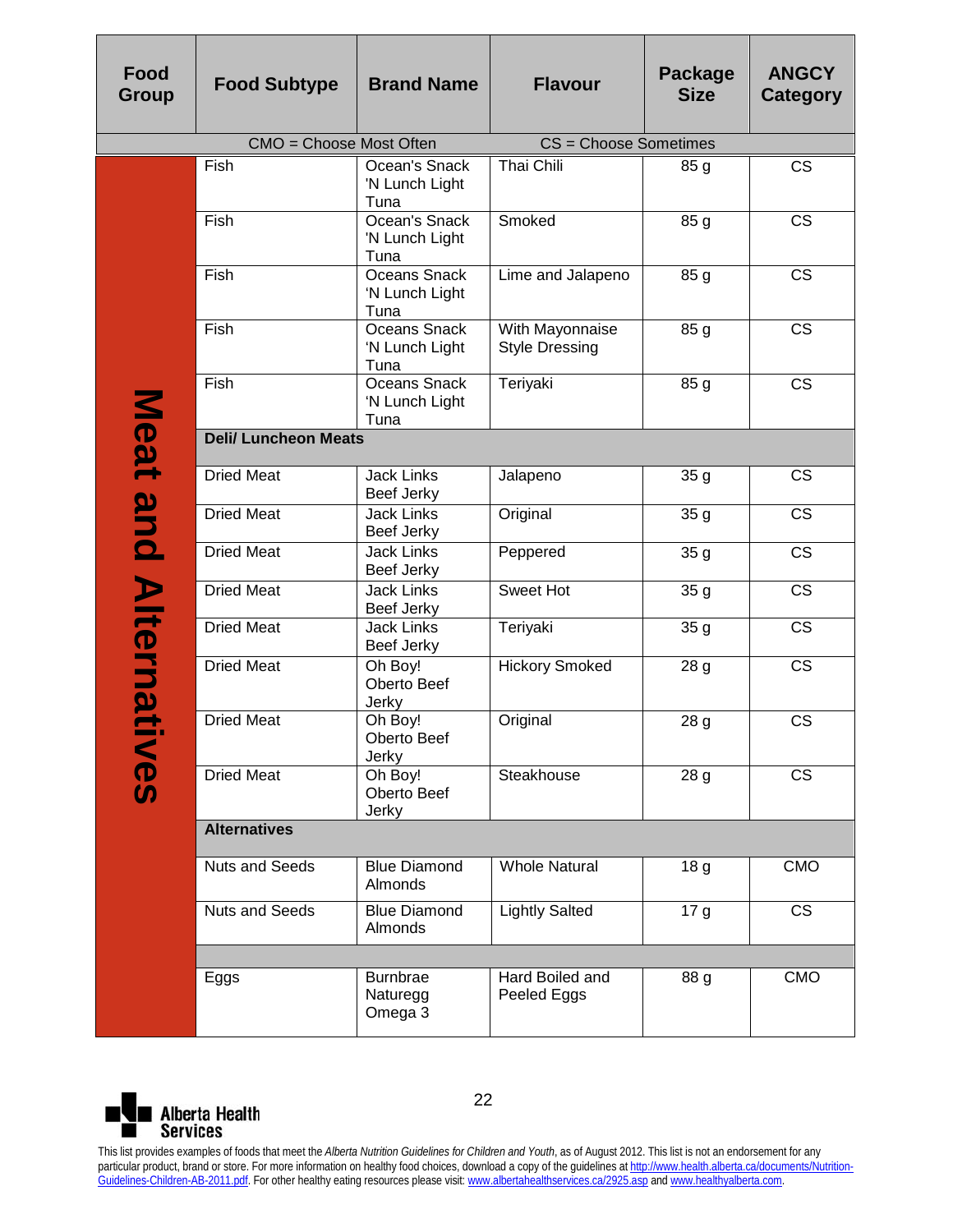| Food Group | Food Subtype | Brand Name | Flavour | Package Size | ANGCY Category |
|---|---|---|---|---|---|
| CMO = Choose Most Often | | | CS = Choose Sometimes | | |
| Meat and Alternatives | Fish | Ocean's Snack 'N Lunch Light Tuna | Thai Chili | 85 g | CS |
| | Fish | Ocean's Snack 'N Lunch Light Tuna | Smoked | 85 g | CS |
| | Fish | Oceans Snack 'N Lunch Light Tuna | Lime and Jalapeno | 85 g | CS |
| | Fish | Oceans Snack 'N Lunch Light Tuna | With Mayonnaise Style Dressing | 85 g | CS |
| | Fish | Oceans Snack 'N Lunch Light Tuna | Teriyaki | 85 g | CS |
| | **Deli/ Luncheon Meats** | | | | |
| | Dried Meat | Jack Links Beef Jerky | Jalapeno | 35 g | CS |
| | Dried Meat | Jack Links Beef Jerky | Original | 35 g | CS |
| | Dried Meat | Jack Links Beef Jerky | Peppered | 35 g | CS |
| | Dried Meat | Jack Links Beef Jerky | Sweet Hot | 35 g | CS |
| | Dried Meat | Jack Links Beef Jerky | Teriyaki | 35 g | CS |
| | Dried Meat | Oh Boy! Oberto Beef Jerky | Hickory Smoked | 28 g | CS |
| | Dried Meat | Oh Boy! Oberto Beef Jerky | Original | 28 g | CS |
| | Dried Meat | Oh Boy! Oberto Beef Jerky | Steakhouse | 28 g | CS |
| | **Alternatives** | | | | |
| | Nuts and Seeds | Blue Diamond Almonds | Whole Natural | 18 g | CMO |
| | Nuts and Seeds | Blue Diamond Almonds | Lightly Salted | 17 g | CS |
| | | | | | |
| | Eggs | Burnbrae Naturegg Omega 3 | Hard Boiled and Peeled Eggs | 88 g | CMO |

Alberta Health Services

This list provides examples of foods that meet the *Alberta Nutrition Guidelines for Children and Youth*, as of August 2012. This list is not an endorsement for any particular product, brand or store. For more information on healthy food choices, download a copy of the guidelines at http://www.health.alberta.ca/documents/Nutrition-Guidelines-Children-AB-2011.pdf. For other healthy eating resources please visit: www.albertahealthservices.ca/2925.asp and www.healthyalberta.com.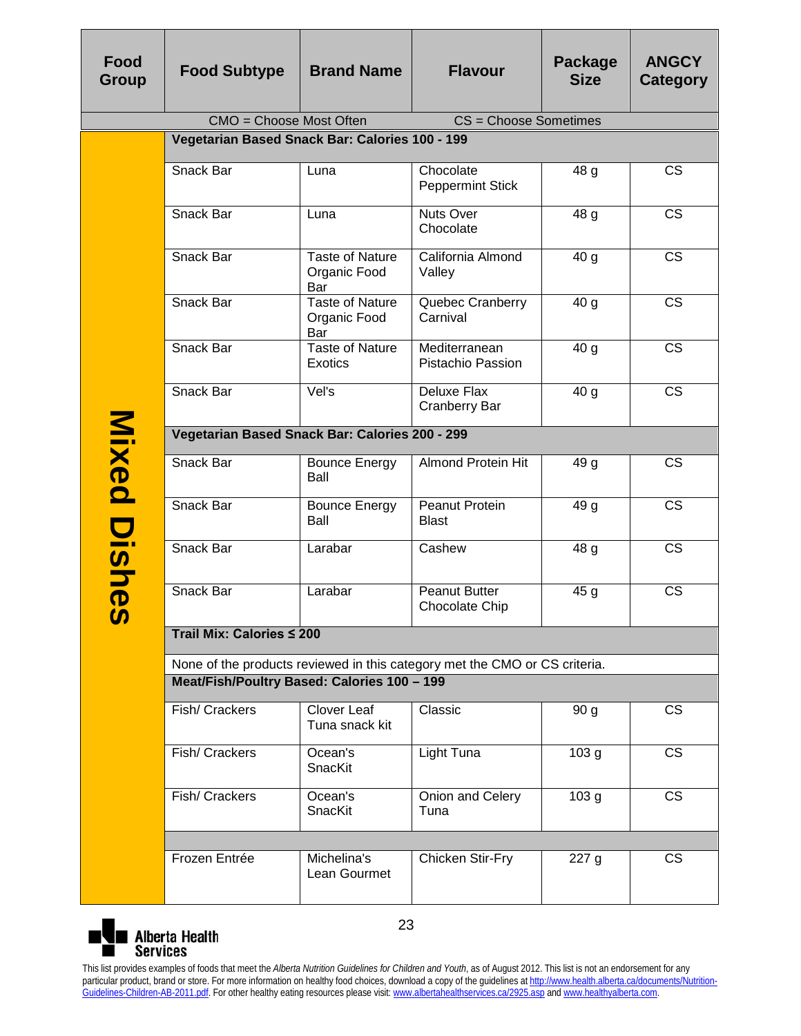| Food Group | Food Subtype | Brand Name | Flavour | Package Size | ANGCY Category |
|---|---|---|---|---|---|
| CMO = Choose Most Often | | | CS = Choose Sometimes | | |
| Mixed Dishes | **Vegetarian Based Snack Bar: Calories 100 - 199** | | | | |
| | Snack Bar | Luna | Chocolate Peppermint Stick | 48 g | CS |
| | Snack Bar | Luna | Nuts Over Chocolate | 48 g | CS |
| | Snack Bar | Taste of Nature Organic Food Bar | California Almond Valley | 40 g | CS |
| | Snack Bar | Taste of Nature Organic Food Bar | Quebec Cranberry Carnival | 40 g | CS |
| | Snack Bar | Taste of Nature Exotics | Mediterranean Pistachio Passion | 40 g | CS |
| | Snack Bar | Vel's | Deluxe Flax Cranberry Bar | 40 g | CS |
| | **Vegetarian Based Snack Bar: Calories 200 - 299** | | | | |
| | Snack Bar | Bounce Energy Ball | Almond Protein Hit | 49 g | CS |
| | Snack Bar | Bounce Energy Ball | Peanut Protein Blast | 49 g | CS |
| | Snack Bar | Larabar | Cashew | 48 g | CS |
| | Snack Bar | Larabar | Peanut Butter Chocolate Chip | 45 g | CS |
| | **Trail Mix: Calories ≤ 200** | | | | |
| | None of the products reviewed in this category met the CMO or CS criteria. | | | | |
| | **Meat/Fish/Poultry Based: Calories 100 – 199** | | | | |
| | Fish/ Crackers | Clover Leaf Tuna snack kit | Classic | 90 g | CS |
| | Fish/ Crackers | Ocean's SnacKit | Light Tuna | 103 g | CS |
| | Fish/ Crackers | Ocean's SnacKit | Onion and Celery Tuna | 103 g | CS |
| | | | | | |
| | Frozen Entrée | Michelina's Lean Gourmet | Chicken Stir-Fry | 227 g | CS |

This list provides examples of foods that meet the *Alberta Nutrition Guidelines for Children and Youth*, as of August 2012. This list is not an endorsement for any particular product, brand or store. For more information on healthy food choices, download a copy of the guidelines at http://www.health.alberta.ca/documents/Nutrition-Guidelines-Children-AB-2011.pdf. For other healthy eating resources please visit: www.albertahealthservices.ca/2925.asp and www.healthyalberta.com.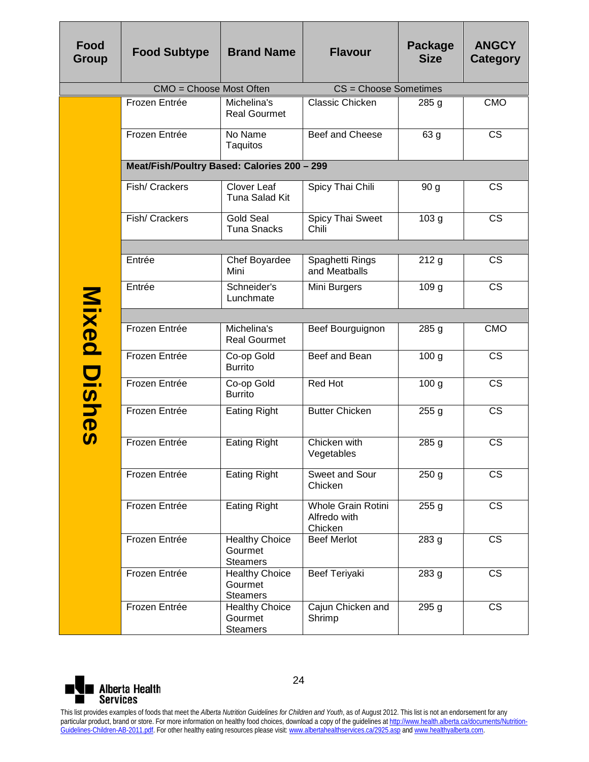| Food Group | Food Subtype | Brand Name | Flavour | Package Size | ANGCY Category |
|---|---|---|---|---|---|
| | CMO = Choose Most Often | | CS = Choose Sometimes | | |
| Mixed Dishes | Frozen Entrée | Michelina's Real Gourmet | Classic Chicken | 285 g | CMO |
| | Frozen Entrée | No Name Taquitos | Beef and Cheese | 63 g | CS |
| | **Meat/Fish/Poultry Based: Calories 200 – 299** | | | | |
| | Fish/ Crackers | Clover Leaf Tuna Salad Kit | Spicy Thai Chili | 90 g | CS |
| | Fish/ Crackers | Gold Seal Tuna Snacks | Spicy Thai Sweet Chili | 103 g | CS |
| | | | | | |
| | Entrée | Chef Boyardee Mini | Spaghetti Rings and Meatballs | 212 g | CS |
| | Entrée | Schneider's Lunchmate | Mini Burgers | 109 g | CS |
| | | | | | |
| | Frozen Entrée | Michelina's Real Gourmet | Beef Bourguignon | 285 g | CMO |
| | Frozen Entrée | Co-op Gold Burrito | Beef and Bean | 100 g | CS |
| | Frozen Entrée | Co-op Gold Burrito | Red Hot | 100 g | CS |
| | Frozen Entrée | Eating Right | Butter Chicken | 255 g | CS |
| | Frozen Entrée | Eating Right | Chicken with Vegetables | 285 g | CS |
| | Frozen Entrée | Eating Right | Sweet and Sour Chicken | 250 g | CS |
| | Frozen Entrée | Eating Right | Whole Grain Rotini Alfredo with Chicken | 255 g | CS |
| | Frozen Entrée | Healthy Choice Gourmet Steamers | Beef Merlot | 283 g | CS |
| | Frozen Entrée | Healthy Choice Gourmet Steamers | Beef Teriyaki | 283 g | CS |
| | Frozen Entrée | Healthy Choice Gourmet Steamers | Cajun Chicken and Shrimp | 295 g | CS |

Alberta Health Services

This list provides examples of foods that meet the *Alberta Nutrition Guidelines for Children and Youth*, as of August 2012. This list is not an endorsement for any particular product, brand or store. For more information on healthy food choices, download a copy of the guidelines at http://www.health.alberta.ca/documents/Nutrition-Guidelines-Children-AB-2011.pdf. For other healthy eating resources please visit: www.albertahealthservices.ca/2925.asp and www.healthyalberta.com.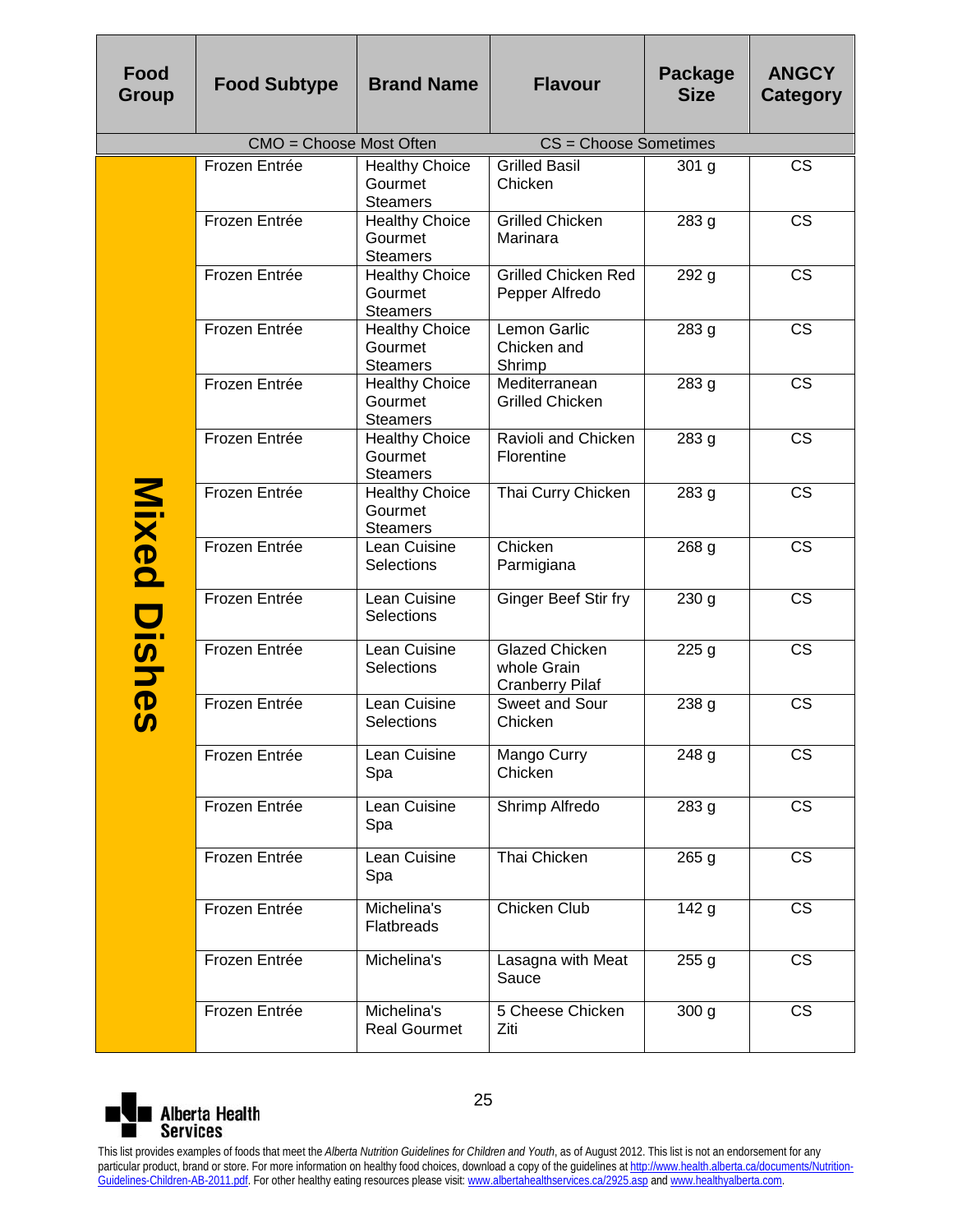| Food Group | Food Subtype | Brand Name | Flavour | Package Size | ANGCY Category |
|---|---|---|---|---|---|
| CMO = Choose Most Often | | | CS = Choose Sometimes | | |
| Mixed Dishes | Frozen Entrée | Healthy Choice Gourmet Steamers | Grilled Basil Chicken | 301 g | CS |
| | Frozen Entrée | Healthy Choice Gourmet Steamers | Grilled Chicken Marinara | 283 g | CS |
| | Frozen Entrée | Healthy Choice Gourmet Steamers | Grilled Chicken Red Pepper Alfredo | 292 g | CS |
| | Frozen Entrée | Healthy Choice Gourmet Steamers | Lemon Garlic Chicken and Shrimp | 283 g | CS |
| | Frozen Entrée | Healthy Choice Gourmet Steamers | Mediterranean Grilled Chicken | 283 g | CS |
| | Frozen Entrée | Healthy Choice Gourmet Steamers | Ravioli and Chicken Florentine | 283 g | CS |
| | Frozen Entrée | Healthy Choice Gourmet Steamers | Thai Curry Chicken | 283 g | CS |
| | Frozen Entrée | Lean Cuisine Selections | Chicken Parmigiana | 268 g | CS |
| | Frozen Entrée | Lean Cuisine Selections | Ginger Beef Stir fry | 230 g | CS |
| | Frozen Entrée | Lean Cuisine Selections | Glazed Chicken whole Grain Cranberry Pilaf | 225 g | CS |
| | Frozen Entrée | Lean Cuisine Selections | Sweet and Sour Chicken | 238 g | CS |
| | Frozen Entrée | Lean Cuisine Spa | Mango Curry Chicken | 248 g | CS |
| | Frozen Entrée | Lean Cuisine Spa | Shrimp Alfredo | 283 g | CS |
| | Frozen Entrée | Lean Cuisine Spa | Thai Chicken | 265 g | CS |
| | Frozen Entrée | Michelina's Flatbreads | Chicken Club | 142 g | CS |
| | Frozen Entrée | Michelina's | Lasagna with Meat Sauce | 255 g | CS |
| | Frozen Entrée | Michelina's Real Gourmet | 5 Cheese Chicken Ziti | 300 g | CS |

Alberta Health Services

This list provides examples of foods that meet the *Alberta Nutrition Guidelines for Children and Youth*, as of August 2012. This list is not an endorsement for any particular product, brand or store. For more information on healthy food choices, download a copy of the guidelines at http://www.health.alberta.ca/documents/Nutrition-Guidelines-Children-AB-2011.pdf. For other healthy eating resources please visit: www.albertahealthservices.ca/2925.asp and www.healthyalberta.com.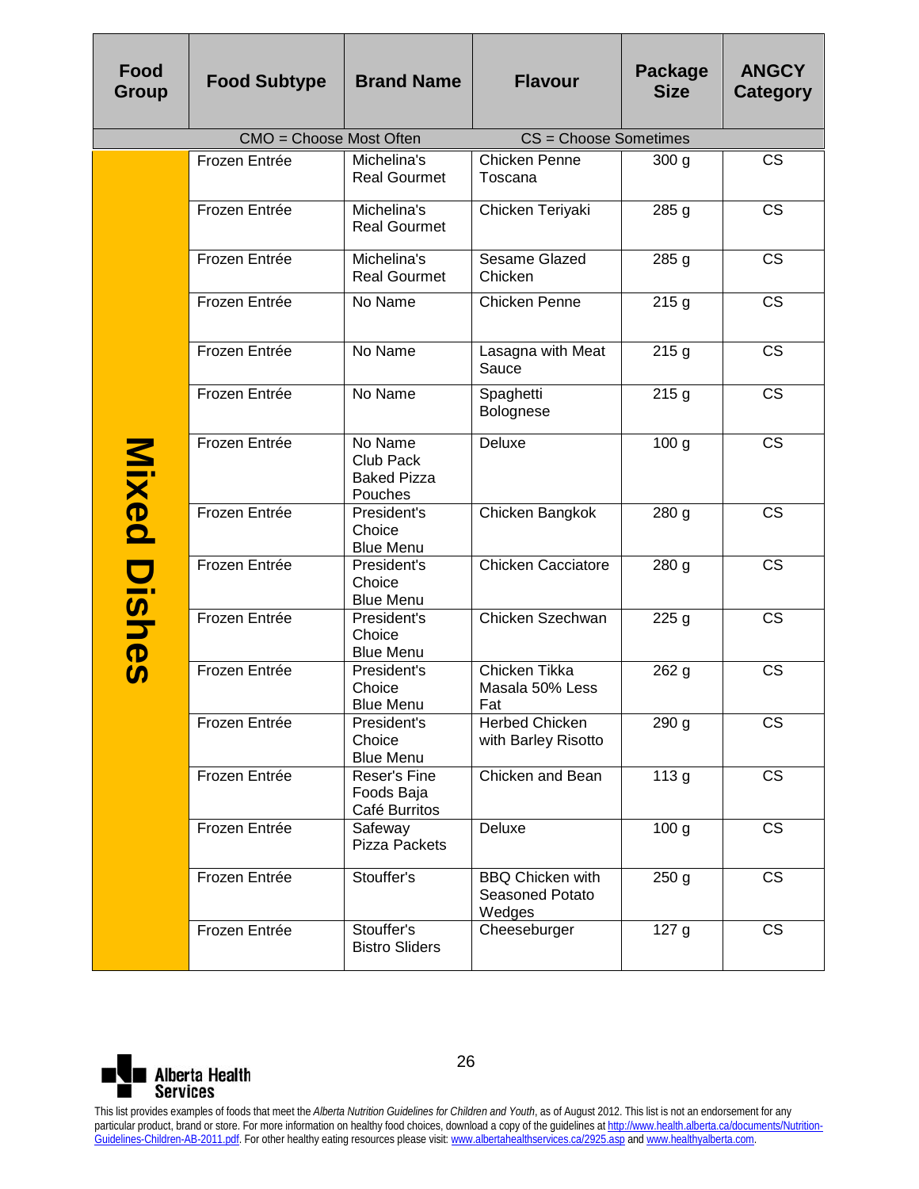| Food Group | Food Subtype | Brand Name | Flavour | Package Size | ANGCY Category |
|---|---|---|---|---|---|
| CMO = Choose Most Often | | | CS = Choose Sometimes | | |
| Mixed Dishes | Frozen Entrée | Michelina's Real Gourmet | Chicken Penne Toscana | 300 g | CS |
| Mixed Dishes | Frozen Entrée | Michelina's Real Gourmet | Chicken Teriyaki | 285 g | CS |
| Mixed Dishes | Frozen Entrée | Michelina's Real Gourmet | Sesame Glazed Chicken | 285 g | CS |
| Mixed Dishes | Frozen Entrée | No Name | Chicken Penne | 215 g | CS |
| Mixed Dishes | Frozen Entrée | No Name | Lasagna with Meat Sauce | 215 g | CS |
| Mixed Dishes | Frozen Entrée | No Name | Spaghetti Bolognese | 215 g | CS |
| Mixed Dishes | Frozen Entrée | No Name Club Pack Baked Pizza Pouches | Deluxe | 100 g | CS |
| Mixed Dishes | Frozen Entrée | President's Choice Blue Menu | Chicken Bangkok | 280 g | CS |
| Mixed Dishes | Frozen Entrée | President's Choice Blue Menu | Chicken Cacciatore | 280 g | CS |
| Mixed Dishes | Frozen Entrée | President's Choice Blue Menu | Chicken Szechwan | 225 g | CS |
| Mixed Dishes | Frozen Entrée | President's Choice Blue Menu | Chicken Tikka Masala 50% Less Fat | 262 g | CS |
| Mixed Dishes | Frozen Entrée | President's Choice Blue Menu | Herbed Chicken with Barley Risotto | 290 g | CS |
| Mixed Dishes | Frozen Entrée | Reser's Fine Foods Baja Café Burritos | Chicken and Bean | 113 g | CS |
| Mixed Dishes | Frozen Entrée | Safeway Pizza Packets | Deluxe | 100 g | CS |
| Mixed Dishes | Frozen Entrée | Stouffer's | BBQ Chicken with Seasoned Potato Wedges | 250 g | CS |
| Mixed Dishes | Frozen Entrée | Stouffer's Bistro Sliders | Cheeseburger | 127 g | CS |

Alberta Health Services

This list provides examples of foods that meet the *Alberta Nutrition Guidelines for Children and Youth*, as of August 2012. This list is not an endorsement for any particular product, brand or store. For more information on healthy food choices, download a copy of the guidelines at http://www.health.alberta.ca/documents/Nutrition-Guidelines-Children-AB-2011.pdf. For other healthy eating resources please visit: www.albertahealthservices.ca/2925.asp and www.healthyalberta.com.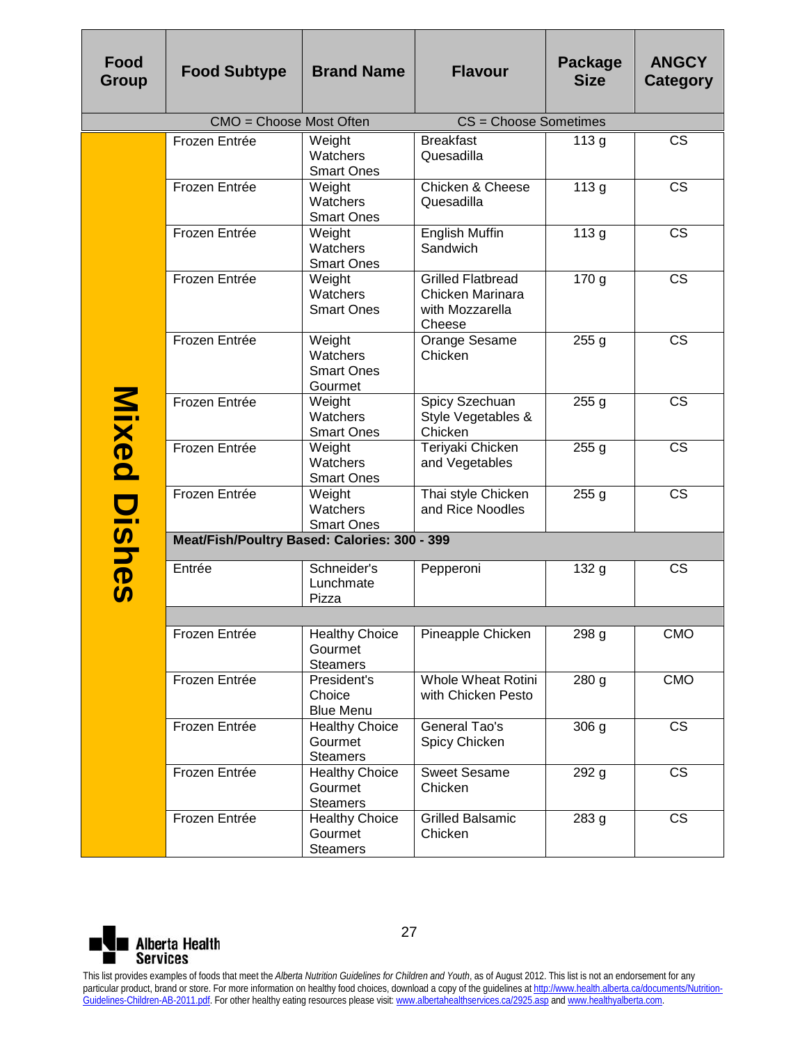| Food Group | Food Subtype | Brand Name | Flavour | Package Size | ANGCY Category |
|---|---|---|---|---|---|
| CMO = Choose Most Often | | | CS = Choose Sometimes | | |
| Mixed Dishes | Frozen Entrée | Weight Watchers Smart Ones | Breakfast Quesadilla | 113 g | CS |
| | Frozen Entrée | Weight Watchers Smart Ones | Chicken & Cheese Quesadilla | 113 g | CS |
| | Frozen Entrée | Weight Watchers Smart Ones | English Muffin Sandwich | 113 g | CS |
| | Frozen Entrée | Weight Watchers Smart Ones | Grilled Flatbread Chicken Marinara with Mozzarella Cheese | 170 g | CS |
| | Frozen Entrée | Weight Watchers Smart Ones Gourmet | Orange Sesame Chicken | 255 g | CS |
| | Frozen Entrée | Weight Watchers Smart Ones | Spicy Szechuan Style Vegetables & Chicken | 255 g | CS |
| | Frozen Entrée | Weight Watchers Smart Ones | Teriyaki Chicken and Vegetables | 255 g | CS |
| | Frozen Entrée | Weight Watchers Smart Ones | Thai style Chicken and Rice Noodles | 255 g | CS |
| | **Meat/Fish/Poultry Based: Calories: 300 - 399** | | | | |
| | Entrée | Schneider's Lunchmate Pizza | Pepperoni | 132 g | CS |
| | | | | | |
| | Frozen Entrée | Healthy Choice Gourmet Steamers | Pineapple Chicken | 298 g | CMO |
| | Frozen Entrée | President's Choice Blue Menu | Whole Wheat Rotini with Chicken Pesto | 280 g | CMO |
| | Frozen Entrée | Healthy Choice Gourmet Steamers | General Tao's Spicy Chicken | 306 g | CS |
| | Frozen Entrée | Healthy Choice Gourmet Steamers | Sweet Sesame Chicken | 292 g | CS |
| | Frozen Entrée | Healthy Choice Gourmet Steamers | Grilled Balsamic Chicken | 283 g | CS |

Alberta Health Services

This list provides examples of foods that meet the *Alberta Nutrition Guidelines for Children and Youth*, as of August 2012. This list is not an endorsement for any particular product, brand or store. For more information on healthy food choices, download a copy of the guidelines at http://www.health.alberta.ca/documents/Nutrition-Guidelines-Children-AB-2011.pdf. For other healthy eating resources please visit: www.albertahealthservices.ca/2925.asp and www.healthyalberta.com.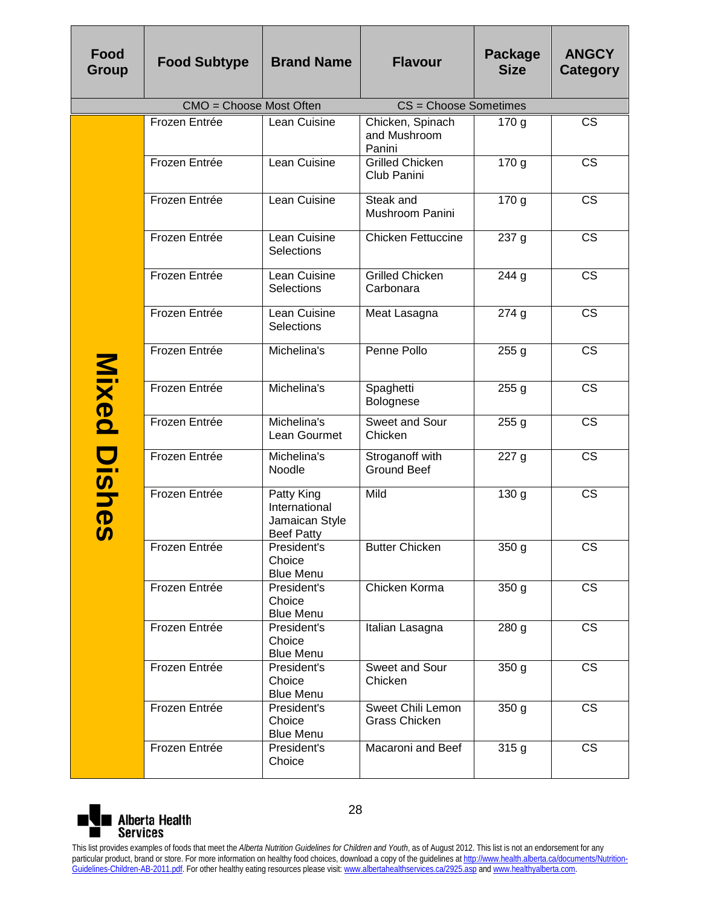| Food Group | Food Subtype | Brand Name | Flavour | Package Size | ANGCY Category |
|---|---|---|---|---|---|
| CMO = Choose Most Often | | | CS = Choose Sometimes | | |
| Mixed Dishes | Frozen Entrée | Lean Cuisine | Chicken, Spinach and Mushroom Panini | 170 g | CS |
| | Frozen Entrée | Lean Cuisine | Grilled Chicken Club Panini | 170 g | CS |
| | Frozen Entrée | Lean Cuisine | Steak and Mushroom Panini | 170 g | CS |
| | Frozen Entrée | Lean Cuisine Selections | Chicken Fettuccine | 237 g | CS |
| | Frozen Entrée | Lean Cuisine Selections | Grilled Chicken Carbonara | 244 g | CS |
| | Frozen Entrée | Lean Cuisine Selections | Meat Lasagna | 274 g | CS |
| | Frozen Entrée | Michelina's | Penne Pollo | 255 g | CS |
| | Frozen Entrée | Michelina's | Spaghetti Bolognese | 255 g | CS |
| | Frozen Entrée | Michelina's Lean Gourmet | Sweet and Sour Chicken | 255 g | CS |
| | Frozen Entrée | Michelina's Noodle | Stroganoff with Ground Beef | 227 g | CS |
| | Frozen Entrée | Patty King International Jamaican Style Beef Patty | Mild | 130 g | CS |
| | Frozen Entrée | President's Choice Blue Menu | Butter Chicken | 350 g | CS |
| | Frozen Entrée | President's Choice Blue Menu | Chicken Korma | 350 g | CS |
| | Frozen Entrée | President's Choice Blue Menu | Italian Lasagna | 280 g | CS |
| | Frozen Entrée | President's Choice Blue Menu | Sweet and Sour Chicken | 350 g | CS |
| | Frozen Entrée | President's Choice Blue Menu | Sweet Chili Lemon Grass Chicken | 350 g | CS |
| | Frozen Entrée | President's Choice | Macaroni and Beef | 315 g | CS |

Alberta Health Services

This list provides examples of foods that meet the *Alberta Nutrition Guidelines for Children and Youth*, as of August 2012. This list is not an endorsement for any particular product, brand or store. For more information on healthy food choices, download a copy of the guidelines at http://www.health.alberta.ca/documents/Nutrition-Guidelines-Children-AB-2011.pdf. For other healthy eating resources please visit: www.albertahealthservices.ca/2925.asp and www.healthyalberta.com.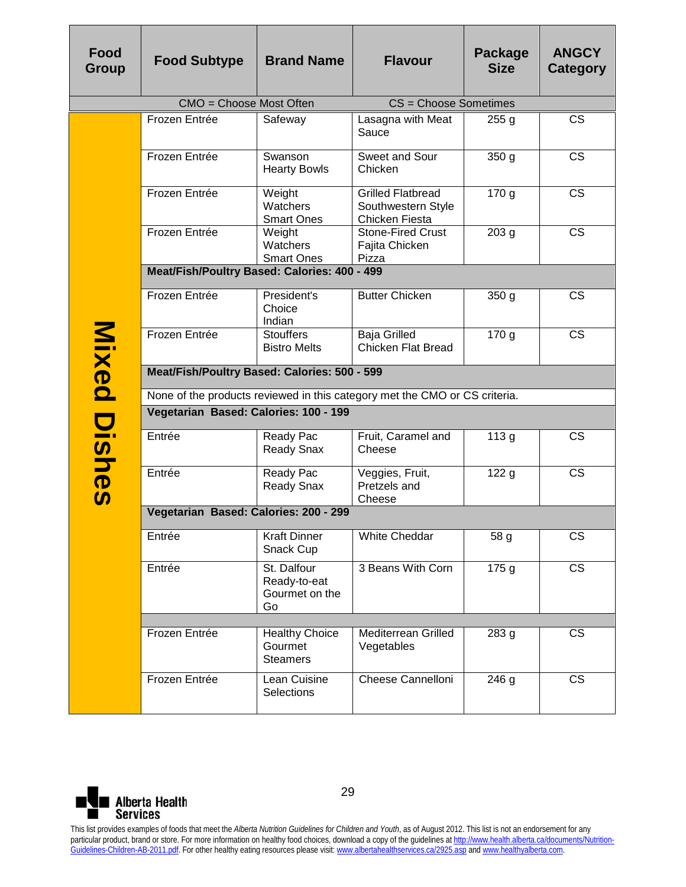| Food Group | Food Subtype | Brand Name | Flavour | Package Size | ANGCY Category |
|---|---|---|---|---|---|
| CMO = Choose Most Often | | | CS = Choose Sometimes | | |
| Mixed Dishes | Frozen Entrée | Safeway | Lasagna with Meat Sauce | 255 g | CS |
| | Frozen Entrée | Swanson Hearty Bowls | Sweet and Sour Chicken | 350 g | CS |
| | Frozen Entrée | Weight Watchers Smart Ones | Grilled Flatbread Southwestern Style Chicken Fiesta | 170 g | CS |
| | Frozen Entrée | Weight Watchers Smart Ones | Stone-Fired Crust Fajita Chicken Pizza | 203 g | CS |
| | **Meat/Fish/Poultry Based: Calories: 400 - 499** | | | | |
| | Frozen Entrée | President's Choice Indian | Butter Chicken | 350 g | CS |
| | Frozen Entrée | Stouffers Bistro Melts | Baja Grilled Chicken Flat Bread | 170 g | CS |
| | **Meat/Fish/Poultry Based: Calories: 500 - 599** | | | | |
| | None of the products reviewed in this category met the CMO or CS criteria. | | | | |
| | **Vegetarian Based: Calories: 100 - 199** | | | | |
| | Entrée | Ready Pac Ready Snax | Fruit, Caramel and Cheese | 113 g | CS |
| | Entrée | Ready Pac Ready Snax | Veggies, Fruit, Pretzels and Cheese | 122 g | CS |
| | **Vegetarian Based: Calories: 200 - 299** | | | | |
| | Entrée | Kraft Dinner Snack Cup | White Cheddar | 58 g | CS |
| | Entrée | St. Dalfour Ready-to-eat Gourmet on the Go | 3 Beans With Corn | 175 g | CS |
| | | | | | |
| | Frozen Entrée | Healthy Choice Gourmet Steamers | Mediterrean Grilled Vegetables | 283 g | CS |
| | Frozen Entrée | Lean Cuisine Selections | Cheese Cannelloni | 246 g | CS |

Alberta Health Services

This list provides examples of foods that meet the *Alberta Nutrition Guidelines for Children and Youth*, as of August 2012. This list is not an endorsement for any particular product, brand or store. For more information on healthy food choices, download a copy of the guidelines at http://www.health.alberta.ca/documents/Nutrition-Guidelines-Children-AB-2011.pdf. For other healthy eating resources please visit: www.albertahealthservices.ca/2925.asp and www.healthyalberta.com.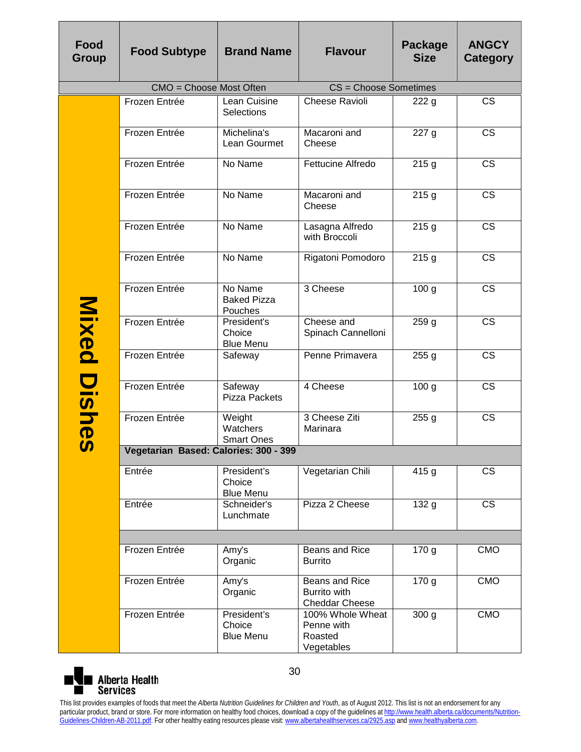| Food Group | Food Subtype | Brand Name | Flavour | Package Size | ANGCY Category |
|---|---|---|---|---|---|
| CMO = Choose Most Often | | | CS = Choose Sometimes | | |
| Mixed Dishes | Frozen Entrée | Lean Cuisine Selections | Cheese Ravioli | 222 g | CS |
| | Frozen Entrée | Michelina's Lean Gourmet | Macaroni and Cheese | 227 g | CS |
| | Frozen Entrée | No Name | Fettucine Alfredo | 215 g | CS |
| | Frozen Entrée | No Name | Macaroni and Cheese | 215 g | CS |
| | Frozen Entrée | No Name | Lasagna Alfredo with Broccoli | 215 g | CS |
| | Frozen Entrée | No Name | Rigatoni Pomodoro | 215 g | CS |
| | Frozen Entrée | No Name Baked Pizza Pouches | 3 Cheese | 100 g | CS |
| | Frozen Entrée | President's Choice Blue Menu | Cheese and Spinach Cannelloni | 259 g | CS |
| | Frozen Entrée | Safeway | Penne Primavera | 255 g | CS |
| | Frozen Entrée | Safeway Pizza Packets | 4 Cheese | 100 g | CS |
| | Frozen Entrée | Weight Watchers Smart Ones | 3 Cheese Ziti Marinara | 255 g | CS |
| | **Vegetarian Based: Calories: 300 - 399** | | | | |
| | Entrée | President's Choice Blue Menu | Vegetarian Chili | 415 g | CS |
| | Entrée | Schneider's Lunchmate | Pizza 2 Cheese | 132 g | CS |
| | | | | | |
| | Frozen Entrée | Amy's Organic | Beans and Rice Burrito | 170 g | CMO |
| | Frozen Entrée | Amy's Organic | Beans and Rice Burrito with Cheddar Cheese | 170 g | CMO |
| | Frozen Entrée | President's Choice Blue Menu | 100% Whole Wheat Penne with Roasted Vegetables | 300 g | CMO |

Alberta Health Services

This list provides examples of foods that meet the *Alberta Nutrition Guidelines for Children and Youth*, as of August 2012. This list is not an endorsement for any particular product, brand or store. For more information on healthy food choices, download a copy of the guidelines at http://www.health.alberta.ca/documents/Nutrition-Guidelines-Children-AB-2011.pdf. For other healthy eating resources please visit: www.albertahealthservices.ca/2925.asp and www.healthyalberta.com.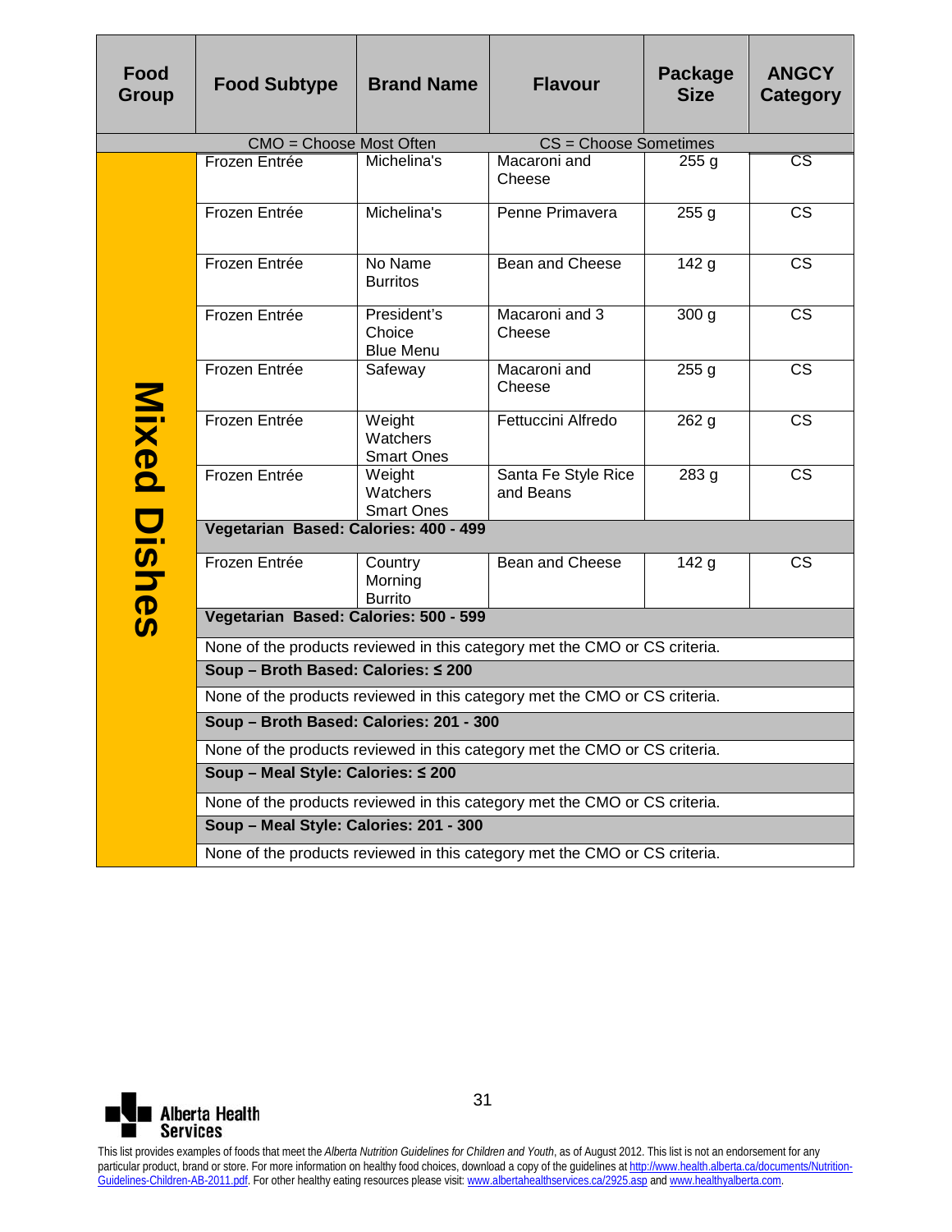| Food Group | Food Subtype | Brand Name | Flavour | Package Size | ANGCY Category |
|---|---|---|---|---|---|
| CMO = Choose Most Often | | | CS = Choose Sometimes | | |
| Mixed Dishes | Frozen Entrée | Michelina's | Macaroni and Cheese | 255 g | CS |
| | Frozen Entrée | Michelina's | Penne Primavera | 255 g | CS |
| | Frozen Entrée | No Name Burritos | Bean and Cheese | 142 g | CS |
| | Frozen Entrée | President's Choice Blue Menu | Macaroni and 3 Cheese | 300 g | CS |
| | Frozen Entrée | Safeway | Macaroni and Cheese | 255 g | CS |
| | Frozen Entrée | Weight Watchers Smart Ones | Fettuccini Alfredo | 262 g | CS |
| | Frozen Entrée | Weight Watchers Smart Ones | Santa Fe Style Rice and Beans | 283 g | CS |
| | **Vegetarian Based: Calories: 400 - 499** | | | | |
| | Frozen Entrée | Country Morning Burrito | Bean and Cheese | 142 g | CS |
| | **Vegetarian Based: Calories: 500 - 599** | | | | |
| | None of the products reviewed in this category met the CMO or CS criteria. | | | | |
| | **Soup – Broth Based: Calories: ≤ 200** | | | | |
| | None of the products reviewed in this category met the CMO or CS criteria. | | | | |
| | **Soup – Broth Based: Calories: 201 - 300** | | | | |
| | None of the products reviewed in this category met the CMO or CS criteria. | | | | |
| | **Soup – Meal Style: Calories: ≤ 200** | | | | |
| | None of the products reviewed in this category met the CMO or CS criteria. | | | | |
| | **Soup – Meal Style: Calories: 201 - 300** | | | | |
| | None of the products reviewed in this category met the CMO or CS criteria. | | | | |

Alberta Health Services

This list provides examples of foods that meet the *Alberta Nutrition Guidelines for Children and Youth*, as of August 2012. This list is not an endorsement for any particular product, brand or store. For more information on healthy food choices, download a copy of the guidelines at http://www.health.alberta.ca/documents/Nutrition-Guidelines-Children-AB-2011.pdf. For other healthy eating resources please visit: www.albertahealthservices.ca/2925.asp and www.healthyalberta.com.